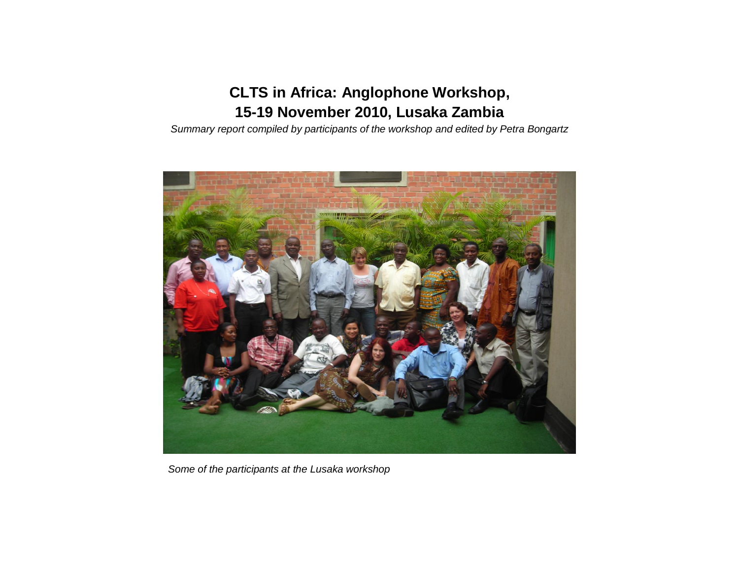# CLTS in Africa: Anglophone Workshop, 15-19 November 2010, Lusaka Zambia

*Summary report compiled by participants of the workshop and edited by Petra Bongartz*

*Some of the participants at the Lusaka workshop*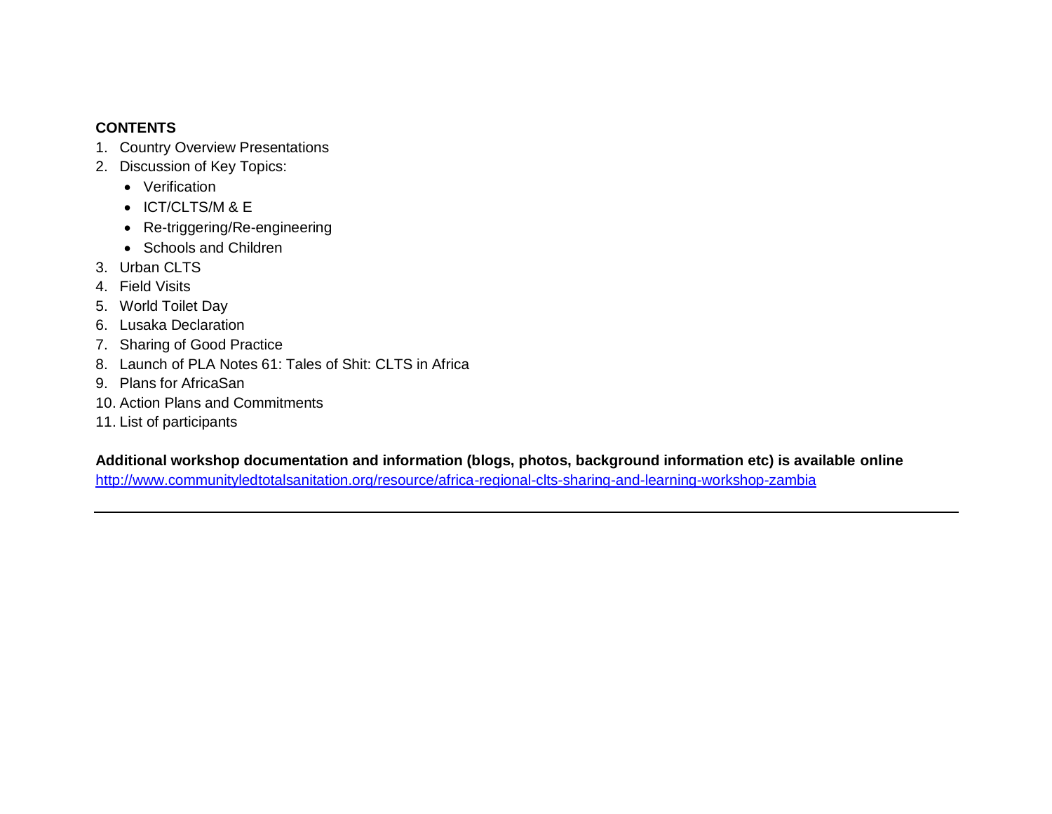**CONTENTS**

1. Country Overview Presentations
2. Discussion of Key Topics:
    - Verification
    - ICT/CLTS/M & E
    - Re-triggering/Re-engineering
    - Schools and Children
3. Urban CLTS
4. Field Visits
5. World Toilet Day
6. Lusaka Declaration
7. Sharing of Good Practice
8. Launch of PLA Notes 61: Tales of Shit: CLTS in Africa
9. Plans for AfricaSan
10. Action Plans and Commitments
11. List of participants

**Additional workshop documentation and information (blogs, photos, background information etc) is available online**
http://www.communityledtotalsanitation.org/resource/africa-regional-clts-sharing-and-learning-workshop-zambia

---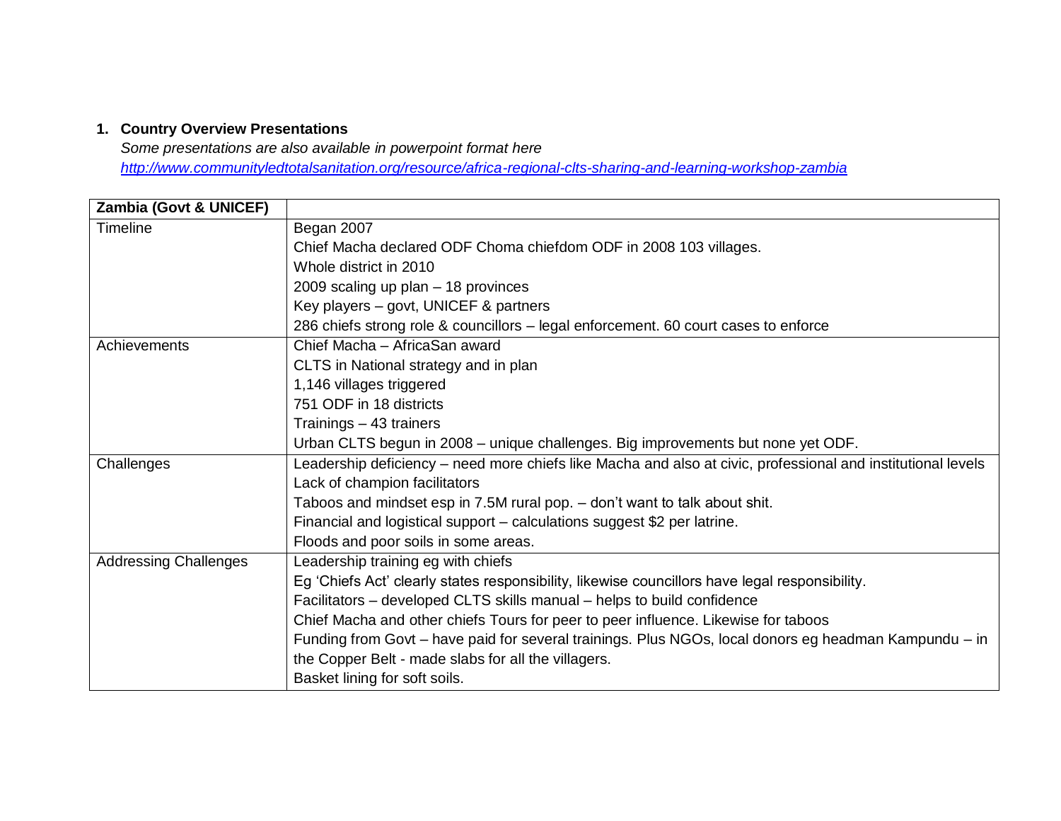## 1. Country Overview Presentations

*Some presentations are also available in powerpoint format here*
*http://www.communityledtotalsanitation.org/resource/africa-regional-clts-sharing-and-learning-workshop-zambia*

| **Zambia (Govt & UNICEF)** | |
|---|---|
| Timeline | Began 2007<br>Chief Macha declared ODF Choma chiefdom ODF in 2008 103 villages.<br>Whole district in 2010<br>2009 scaling up plan – 18 provinces<br>Key players – govt, UNICEF & partners<br>286 chiefs strong role & councillors – legal enforcement. 60 court cases to enforce |
| Achievements | Chief Macha – AfricaSan award<br>CLTS in National strategy and in plan<br>1,146 villages triggered<br>751 ODF in 18 districts<br>Trainings – 43 trainers<br>Urban CLTS begun in 2008 – unique challenges. Big improvements but none yet ODF. |
| Challenges | Leadership deficiency – need more chiefs like Macha and also at civic, professional and institutional levels<br>Lack of champion facilitators<br>Taboos and mindset esp in 7.5M rural pop. – don't want to talk about shit.<br>Financial and logistical support – calculations suggest $2 per latrine.<br>Floods and poor soils in some areas. |
| Addressing Challenges | Leadership training eg with chiefs<br>Eg 'Chiefs Act' clearly states responsibility, likewise councillors have legal responsibility.<br>Facilitators – developed CLTS skills manual – helps to build confidence<br>Chief Macha and other chiefs Tours for peer to peer influence. Likewise for taboos<br>Funding from Govt – have paid for several trainings. Plus NGOs, local donors eg headman Kampundu – in the Copper Belt - made slabs for all the villagers.<br>Basket lining for soft soils. |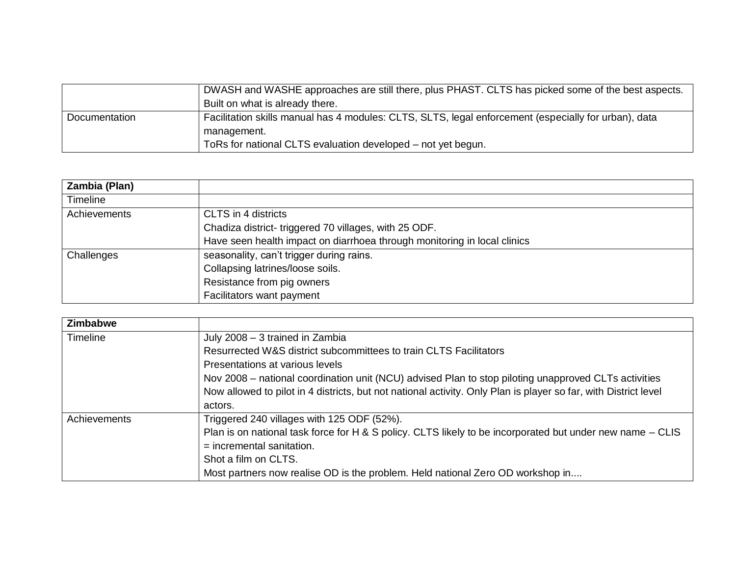| | |
|---|---|
| | DWASH and WASHE approaches are still there, plus PHAST. CLTS has picked some of the best aspects. Built on what is already there. |
| Documentation | Facilitation skills manual has 4 modules: CLTS, SLTS, legal enforcement (especially for urban), data management.<br>ToRs for national CLTS evaluation developed – not yet begun. |

| **Zambia (Plan)** | |
|---|---|
| Timeline | |
| Achievements | CLTS in 4 districts<br>Chadiza district- triggered 70 villages, with 25 ODF.<br>Have seen health impact on diarrhoea through monitoring in local clinics |
| Challenges | seasonality, can't trigger during rains.<br>Collapsing latrines/loose soils.<br>Resistance from pig owners<br>Facilitators want payment |

| **Zimbabwe** | |
|---|---|
| Timeline | July 2008 – 3 trained in Zambia<br>Resurrected W&S district subcommittees to train CLTS Facilitators<br>Presentations at various levels<br>Nov 2008 – national coordination unit (NCU) advised Plan to stop piloting unapproved CLTs activities<br>Now allowed to pilot in 4 districts, but not national activity. Only Plan is player so far, with District level actors. |
| Achievements | Triggered 240 villages with 125 ODF (52%).<br>Plan is on national task force for H & S policy. CLTS likely to be incorporated but under new name – CLIS = incremental sanitation.<br>Shot a film on CLTS.<br>Most partners now realise OD is the problem. Held national Zero OD workshop in.... |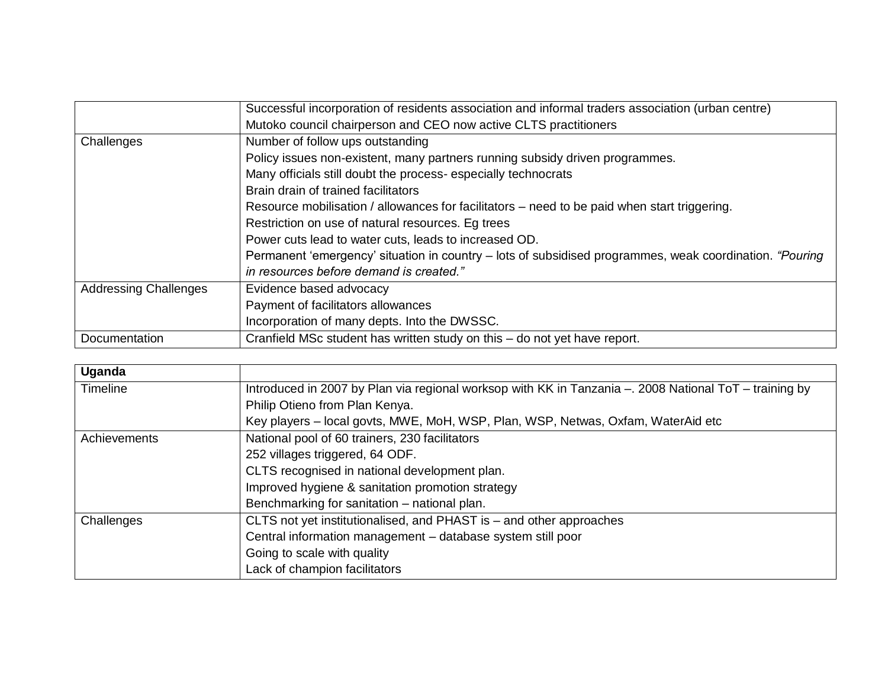| | |
|---|---|
| | Successful incorporation of residents association and informal traders association (urban centre)<br>Mutoko council chairperson and CEO now active CLTS practitioners |
| Challenges | Number of follow ups outstanding<br>Policy issues non-existent, many partners running subsidy driven programmes.<br>Many officials still doubt the process- especially technocrats<br>Brain drain of trained facilitators<br>Resource mobilisation / allowances for facilitators – need to be paid when start triggering.<br>Restriction on use of natural resources. Eg trees<br>Power cuts lead to water cuts, leads to increased OD.<br>Permanent 'emergency' situation in country – lots of subsidised programmes, weak coordination. *"Pouring in resources before demand is created."* |
| Addressing Challenges | Evidence based advocacy<br>Payment of facilitators allowances<br>Incorporation of many depts. Into the DWSSC. |
| Documentation | Cranfield MSc student has written study on this – do not yet have report. |

| **Uganda** | |
|---|---|
| Timeline | Introduced in 2007 by Plan via regional worksop with KK in Tanzania –. 2008 National ToT – training by Philip Otieno from Plan Kenya.<br>Key players – local govts, MWE, MoH, WSP, Plan, WSP, Netwas, Oxfam, WaterAid etc |
| Achievements | National pool of 60 trainers, 230 facilitators<br>252 villages triggered, 64 ODF.<br>CLTS recognised in national development plan.<br>Improved hygiene & sanitation promotion strategy<br>Benchmarking for sanitation – national plan. |
| Challenges | CLTS not yet institutionalised, and PHAST is – and other approaches<br>Central information management – database system still poor<br>Going to scale with quality<br>Lack of champion facilitators |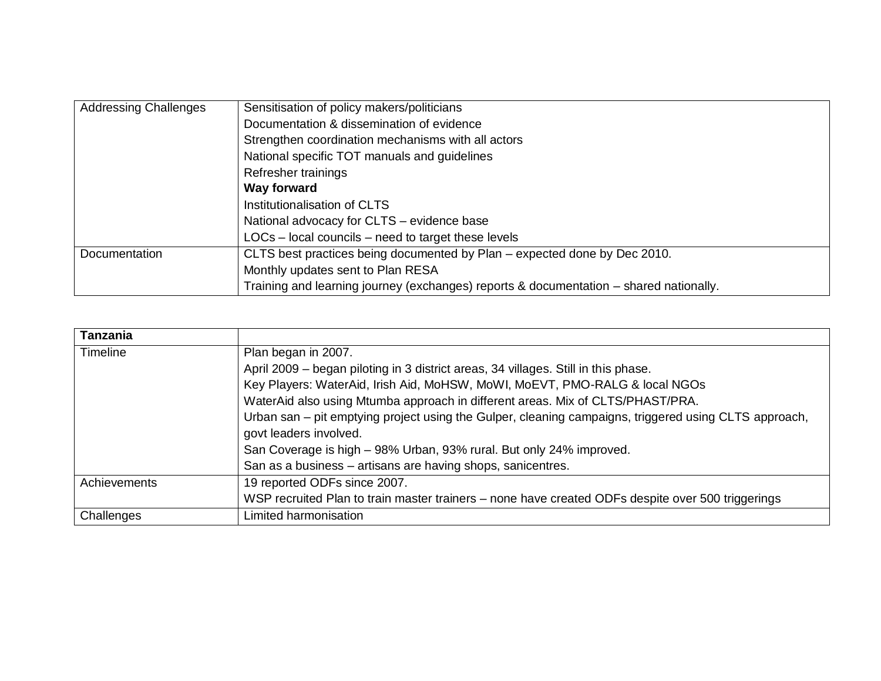| | |
|---|---|
| Addressing Challenges | Sensitisation of policy makers/politicians<br>Documentation & dissemination of evidence<br>Strengthen coordination mechanisms with all actors<br>National specific TOT manuals and guidelines<br>Refresher trainings<br>**Way forward**<br>Institutionalisation of CLTS<br>National advocacy for CLTS – evidence base<br>LOCs – local councils – need to target these levels |
| Documentation | CLTS best practices being documented by Plan – expected done by Dec 2010.<br>Monthly updates sent to Plan RESA<br>Training and learning journey (exchanges) reports & documentation – shared nationally. |

| **Tanzania** | |
|---|---|
| Timeline | Plan began in 2007.<br>April 2009 – began piloting in 3 district areas, 34 villages. Still in this phase.<br>Key Players: WaterAid, Irish Aid, MoHSW, MoWI, MoEVT, PMO-RALG & local NGOs<br>WaterAid also using Mtumba approach in different areas. Mix of CLTS/PHAST/PRA.<br>Urban san – pit emptying project using the Gulper, cleaning campaigns, triggered using CLTS approach, govt leaders involved.<br>San Coverage is high – 98% Urban, 93% rural. But only 24% improved.<br>San as a business – artisans are having shops, sanicentres. |
| Achievements | 19 reported ODFs since 2007.<br>WSP recruited Plan to train master trainers – none have created ODFs despite over 500 triggerings |
| Challenges | Limited harmonisation |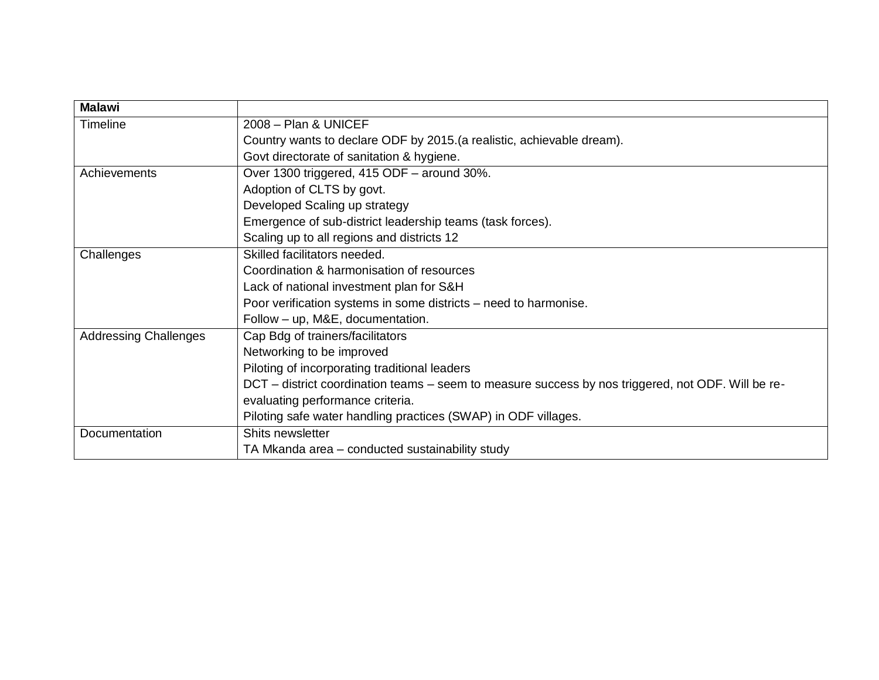| **Malawi** | |
|---|---|
| Timeline | 2008 – Plan & UNICEF<br>Country wants to declare ODF by 2015.(a realistic, achievable dream).<br>Govt directorate of sanitation & hygiene. |
| Achievements | Over 1300 triggered, 415 ODF – around 30%.<br>Adoption of CLTS by govt.<br>Developed Scaling up strategy<br>Emergence of sub-district leadership teams (task forces).<br>Scaling up to all regions and districts 12 |
| Challenges | Skilled facilitators needed.<br>Coordination & harmonisation of resources<br>Lack of national investment plan for S&H<br>Poor verification systems in some districts – need to harmonise.<br>Follow – up, M&E, documentation. |
| Addressing Challenges | Cap Bdg of trainers/facilitators<br>Networking to be improved<br>Piloting of incorporating traditional leaders<br>DCT – district coordination teams – seem to measure success by nos triggered, not ODF. Will be re-evaluating performance criteria.<br>Piloting safe water handling practices (SWAP) in ODF villages. |
| Documentation | Shits newsletter<br>TA Mkanda area – conducted sustainability study |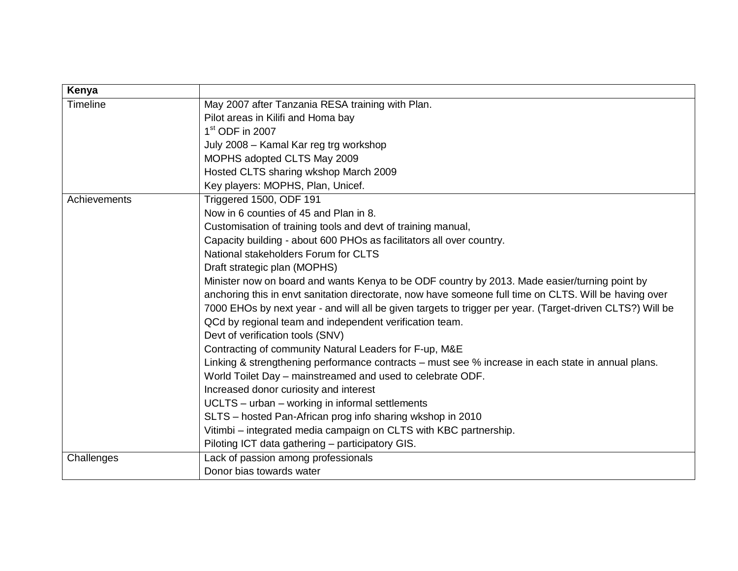| Kenya | |
|---|---|
| Timeline | May 2007 after Tanzania RESA training with Plan.<br>Pilot areas in Kilifi and Homa bay<br>1st ODF in 2007<br>July 2008 – Kamal Kar reg trg workshop<br>MOPHS adopted CLTS May 2009<br>Hosted CLTS sharing wkshop March 2009<br>Key players: MOPHS, Plan, Unicef. |
| Achievements | Triggered 1500, ODF 191<br>Now in 6 counties of 45 and Plan in 8.<br>Customisation of training tools and devt of training manual,<br>Capacity building - about 600 PHOs as facilitators all over country.<br>National stakeholders Forum for CLTS<br>Draft strategic plan (MOPHS)<br>Minister now on board and wants Kenya to be ODF country by 2013. Made easier/turning point by anchoring this in envt sanitation directorate, now have someone full time on CLTS. Will be having over 7000 EHOs by next year - and will all be given targets to trigger per year. (Target-driven CLTS?) Will be QCd by regional team and independent verification team.<br>Devt of verification tools (SNV)<br>Contracting of community Natural Leaders for F-up, M&E<br>Linking & strengthening performance contracts – must see % increase in each state in annual plans.<br>World Toilet Day – mainstreamed and used to celebrate ODF.<br>Increased donor curiosity and interest<br>UCLTS – urban – working in informal settlements<br>SLTS – hosted Pan-African prog info sharing wkshop in 2010<br>Vitimbi – integrated media campaign on CLTS with KBC partnership.<br>Piloting ICT data gathering – participatory GIS. |
| Challenges | Lack of passion among professionals<br>Donor bias towards water |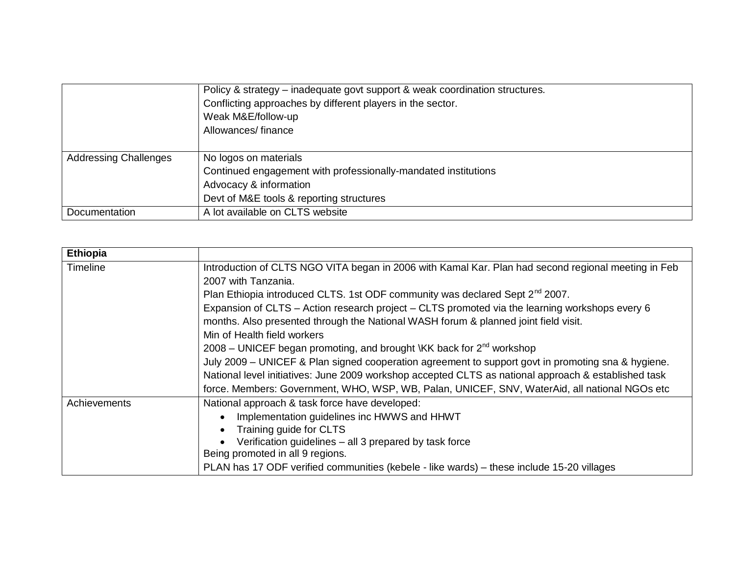| | |
|---|---|
| | Policy & strategy – inadequate govt support & weak coordination structures.<br>Conflicting approaches by different players in the sector.<br>Weak M&E/follow-up<br>Allowances/ finance |
| Addressing Challenges | No logos on materials<br>Continued engagement with professionally-mandated institutions<br>Advocacy & information<br>Devt of M&E tools & reporting structures |
| Documentation | A lot available on CLTS website |

| **Ethiopia** | |
|---|---|
| Timeline | Introduction of CLTS NGO VITA began in 2006 with Kamal Kar. Plan had second regional meeting in Feb 2007 with Tanzania.<br>Plan Ethiopia introduced CLTS. 1st ODF community was declared Sept 2nd 2007.<br>Expansion of CLTS – Action research project – CLTS promoted via the learning workshops every 6 months. Also presented through the National WASH forum & planned joint field visit.<br>Min of Health field workers<br>2008 – UNICEF began promoting, and brought \KK back for 2nd workshop<br>July 2009 – UNICEF & Plan signed cooperation agreement to support govt in promoting sna & hygiene.<br>National level initiatives: June 2009 workshop accepted CLTS as national approach & established task force. Members: Government, WHO, WSP, WB, Palan, UNICEF, SNV, WaterAid, all national NGOs etc |
| Achievements | National approach & task force have developed:<br>• Implementation guidelines inc HWWS and HHWT<br>• Training guide for CLTS<br>• Verification guidelines – all 3 prepared by task force<br>Being promoted in all 9 regions.<br>PLAN has 17 ODF verified communities (kebele - like wards) – these include 15-20 villages |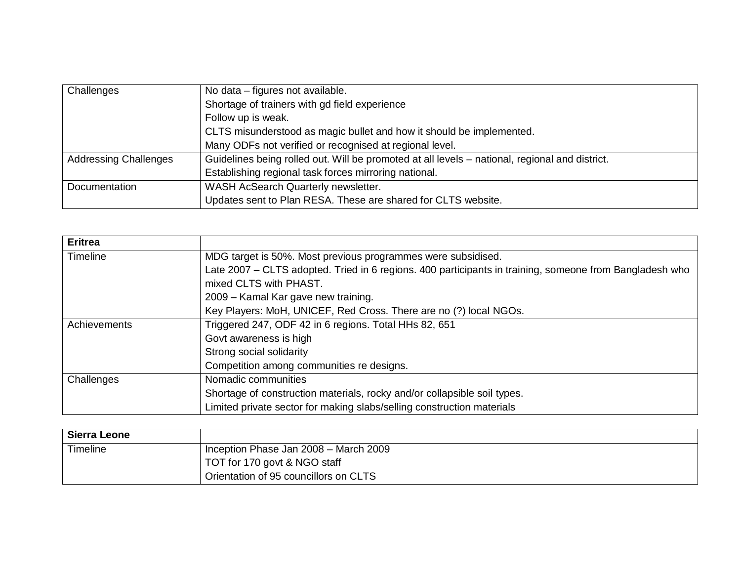| Challenges | No data – figures not available.<br>Shortage of trainers with gd field experience<br>Follow up is weak.<br>CLTS misunderstood as magic bullet and how it should be implemented.<br>Many ODFs not verified or recognised at regional level. |
|---|---|
| Addressing Challenges | Guidelines being rolled out. Will be promoted at all levels – national, regional and district.<br>Establishing regional task forces mirroring national. |
| Documentation | WASH AcSearch Quarterly newsletter.<br>Updates sent to Plan RESA. These are shared for CLTS website. |

| **Eritrea** | |
|---|---|
| Timeline | MDG target is 50%. Most previous programmes were subsidised.<br>Late 2007 – CLTS adopted. Tried in 6 regions. 400 participants in training, someone from Bangladesh who mixed CLTS with PHAST.<br>2009 – Kamal Kar gave new training.<br>Key Players: MoH, UNICEF, Red Cross. There are no (?) local NGOs. |
| Achievements | Triggered 247, ODF 42 in 6 regions. Total HHs 82, 651<br>Govt awareness is high<br>Strong social solidarity<br>Competition among communities re designs. |
| Challenges | Nomadic communities<br>Shortage of construction materials, rocky and/or collapsible soil types.<br>Limited private sector for making slabs/selling construction materials |

| **Sierra Leone** | |
|---|---|
| Timeline | Inception Phase Jan 2008 – March 2009<br>TOT for 170 govt & NGO staff<br>Orientation of 95 councillors on CLTS |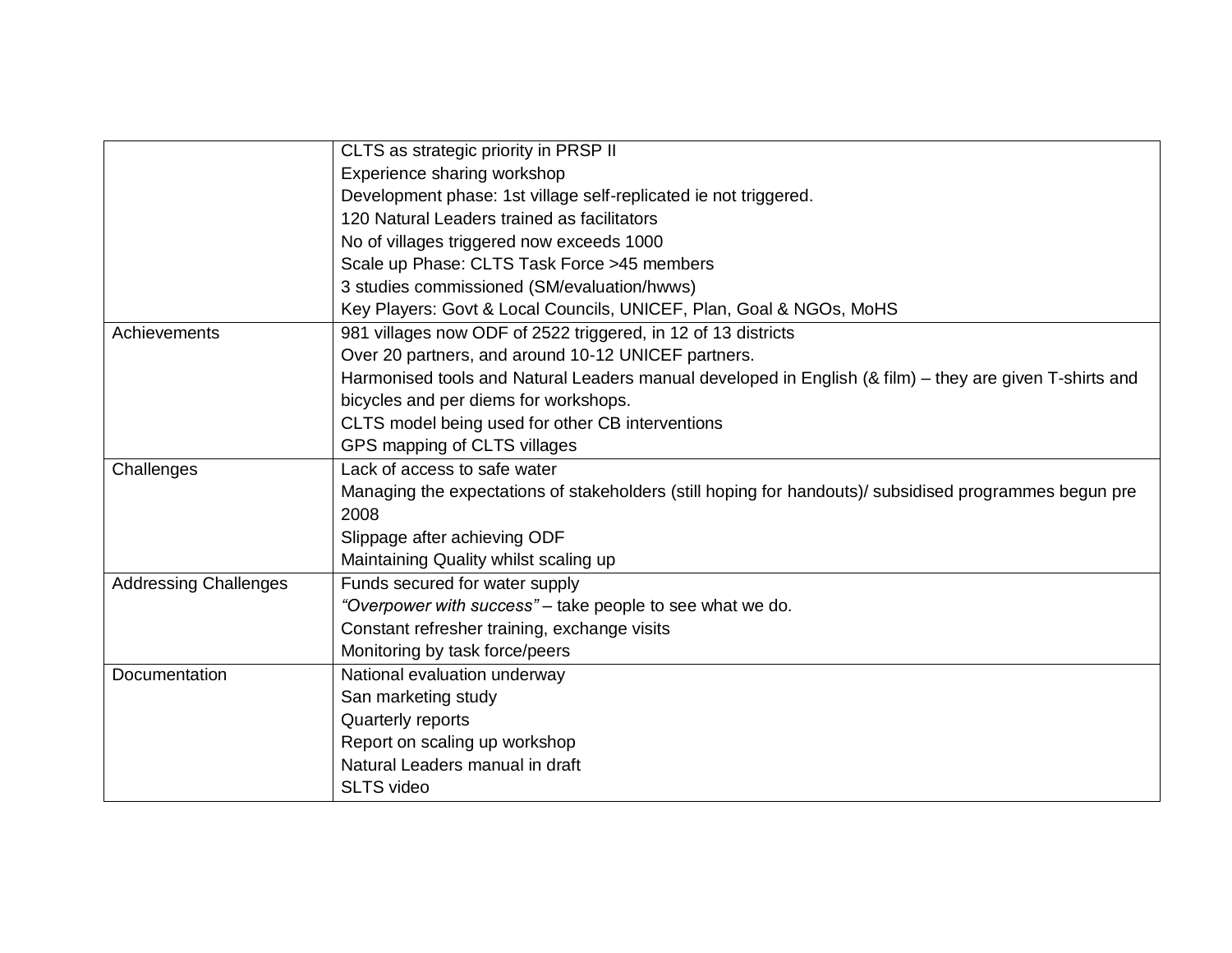| | |
|---|---|
| | CLTS as strategic priority in PRSP II<br>Experience sharing workshop<br>Development phase: 1st village self-replicated ie not triggered.<br>120 Natural Leaders trained as facilitators<br>No of villages triggered now exceeds 1000<br>Scale up Phase: CLTS Task Force >45 members<br>3 studies commissioned (SM/evaluation/hwws)<br>Key Players: Govt & Local Councils, UNICEF, Plan, Goal & NGOs, MoHS |
| Achievements | 981 villages now ODF of 2522 triggered, in 12 of 13 districts<br>Over 20 partners, and around 10-12 UNICEF partners.<br>Harmonised tools and Natural Leaders manual developed in English (& film) – they are given T-shirts and bicycles and per diems for workshops.<br>CLTS model being used for other CB interventions<br>GPS mapping of CLTS villages |
| Challenges | Lack of access to safe water<br>Managing the expectations of stakeholders (still hoping for handouts)/ subsidised programmes begun pre 2008<br>Slippage after achieving ODF<br>Maintaining Quality whilst scaling up |
| Addressing Challenges | Funds secured for water supply<br>*"Overpower with success"* – take people to see what we do.<br>Constant refresher training, exchange visits<br>Monitoring by task force/peers |
| Documentation | National evaluation underway<br>San marketing study<br>Quarterly reports<br>Report on scaling up workshop<br>Natural Leaders manual in draft<br>SLTS video |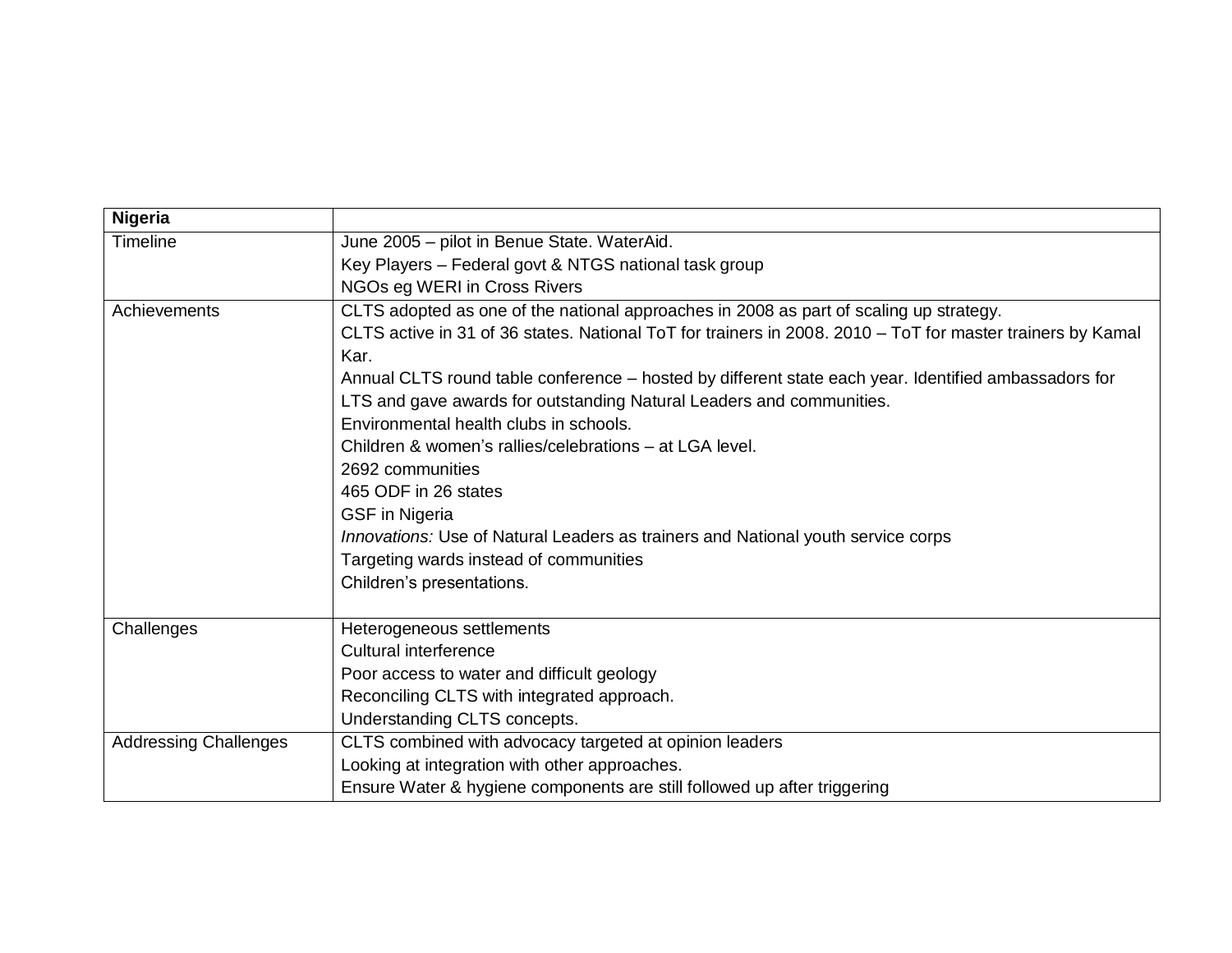| **Nigeria** | |
|---|---|
| Timeline | June 2005 – pilot in Benue State. WaterAid.<br>Key Players – Federal govt & NTGS national task group<br>NGOs eg WERI in Cross Rivers |
| Achievements | CLTS adopted as one of the national approaches in 2008 as part of scaling up strategy.<br>CLTS active in 31 of 36 states. National ToT for trainers in 2008. 2010 – ToT for master trainers by Kamal Kar.<br>Annual CLTS round table conference – hosted by different state each year. Identified ambassadors for LTS and gave awards for outstanding Natural Leaders and communities.<br>Environmental health clubs in schools.<br>Children & women's rallies/celebrations – at LGA level.<br>2692 communities<br>465 ODF in 26 states<br>GSF in Nigeria<br>*Innovations:* Use of Natural Leaders as trainers and National youth service corps<br>Targeting wards instead of communities<br>Children's presentations. |
| Challenges | Heterogeneous settlements<br>Cultural interference<br>Poor access to water and difficult geology<br>Reconciling CLTS with integrated approach.<br>Understanding CLTS concepts. |
| Addressing Challenges | CLTS combined with advocacy targeted at opinion leaders<br>Looking at integration with other approaches.<br>Ensure Water & hygiene components are still followed up after triggering |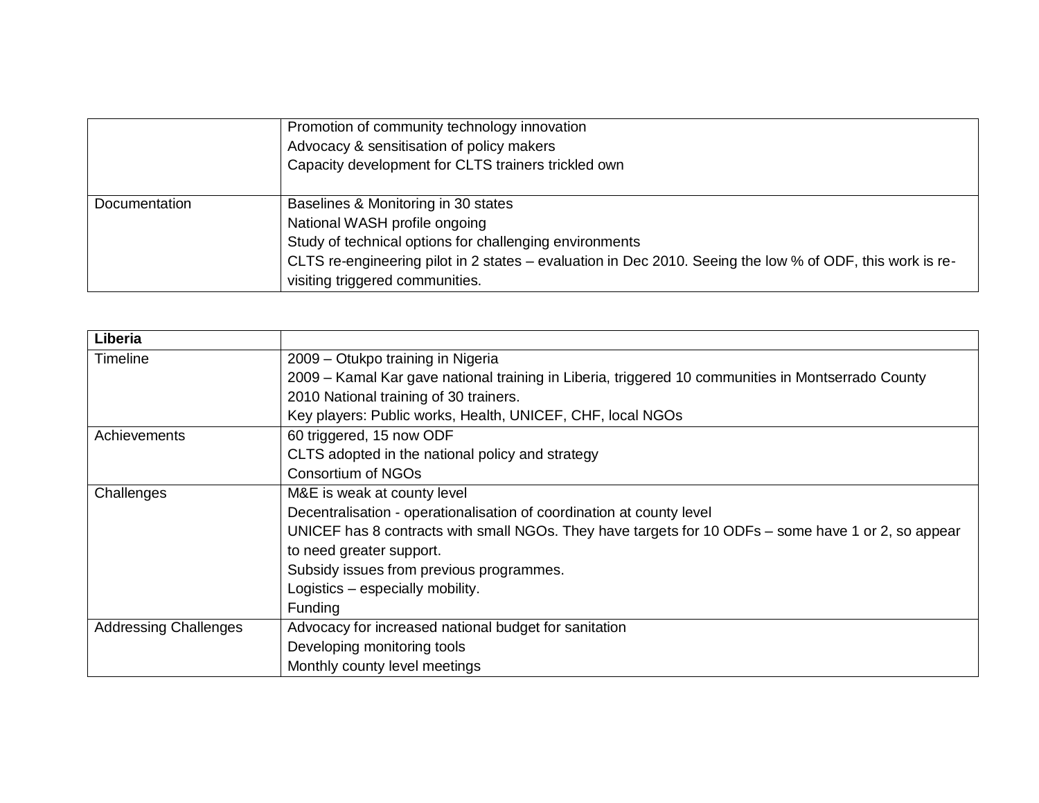| | |
|---|---|
| | Promotion of community technology innovation<br>Advocacy & sensitisation of policy makers<br>Capacity development for CLTS trainers trickled own |
| Documentation | Baselines & Monitoring in 30 states<br>National WASH profile ongoing<br>Study of technical options for challenging environments<br>CLTS re-engineering pilot in 2 states – evaluation in Dec 2010. Seeing the low % of ODF, this work is re-visiting triggered communities. |

| **Liberia** | |
|---|---|
| Timeline | 2009 – Otukpo training in Nigeria<br>2009 – Kamal Kar gave national training in Liberia, triggered 10 communities in Montserrado County<br>2010 National training of 30 trainers.<br>Key players: Public works, Health, UNICEF, CHF, local NGOs |
| Achievements | 60 triggered, 15 now ODF<br>CLTS adopted in the national policy and strategy<br>Consortium of NGOs |
| Challenges | M&E is weak at county level<br>Decentralisation - operationalisation of coordination at county level<br>UNICEF has 8 contracts with small NGOs. They have targets for 10 ODFs – some have 1 or 2, so appear to need greater support.<br>Subsidy issues from previous programmes.<br>Logistics – especially mobility.<br>Funding |
| Addressing Challenges | Advocacy for increased national budget for sanitation<br>Developing monitoring tools<br>Monthly county level meetings |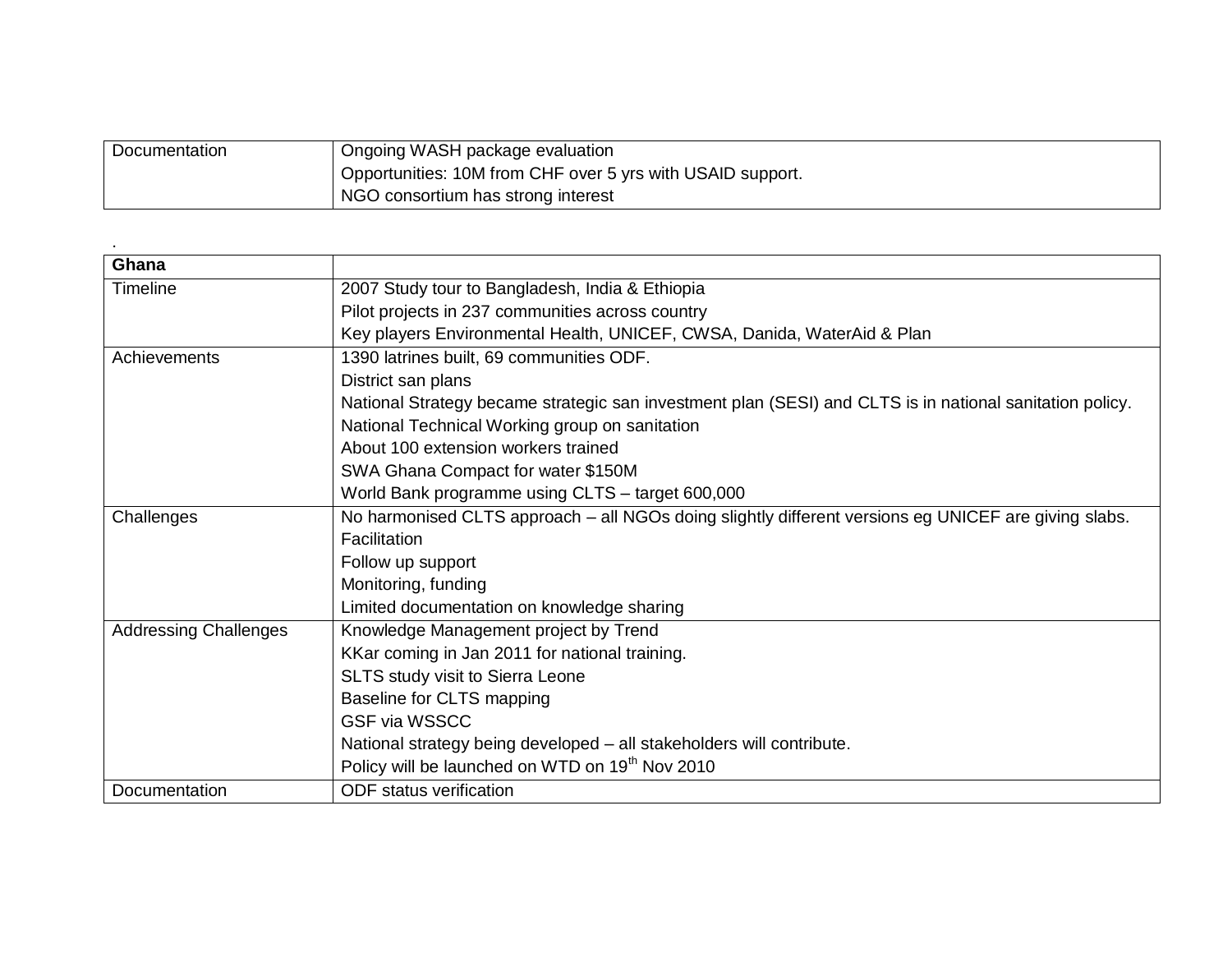| Documentation | Ongoing WASH package evaluation<br>Opportunities: 10M from CHF over 5 yrs with USAID support.<br>NGO consortium has strong interest |
|---|---|

.

| **Ghana** | |
|---|---|
| Timeline | 2007 Study tour to Bangladesh, India & Ethiopia<br>Pilot projects in 237 communities across country<br>Key players Environmental Health, UNICEF, CWSA, Danida, WaterAid & Plan |
| Achievements | 1390 latrines built, 69 communities ODF.<br>District san plans<br>National Strategy became strategic san investment plan (SESI) and CLTS is in national sanitation policy.<br>National Technical Working group on sanitation<br>About 100 extension workers trained<br>SWA Ghana Compact for water $150M<br>World Bank programme using CLTS – target 600,000 |
| Challenges | No harmonised CLTS approach – all NGOs doing slightly different versions eg UNICEF are giving slabs.<br>Facilitation<br>Follow up support<br>Monitoring, funding<br>Limited documentation on knowledge sharing |
| Addressing Challenges | Knowledge Management project by Trend<br>KKar coming in Jan 2011 for national training.<br>SLTS study visit to Sierra Leone<br>Baseline for CLTS mapping<br>GSF via WSSCC<br>National strategy being developed – all stakeholders will contribute.<br>Policy will be launched on WTD on 19th Nov 2010 |
| Documentation | ODF status verification |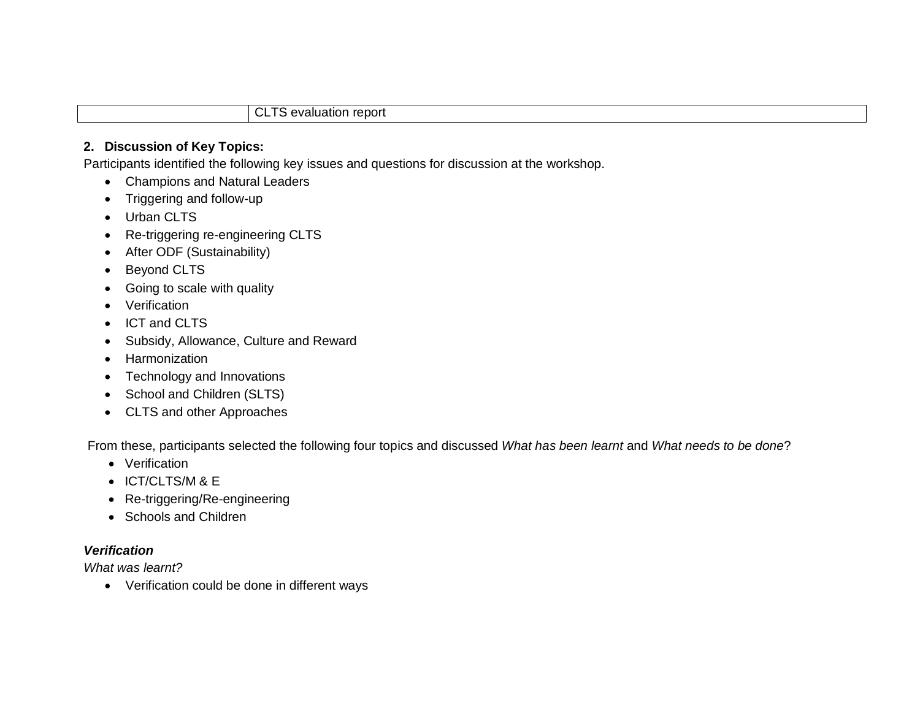| | CLTS evaluation report |
|---|---|

## 2. Discussion of Key Topics:

Participants identified the following key issues and questions for discussion at the workshop.

- Champions and Natural Leaders
- Triggering and follow-up
- Urban CLTS
- Re-triggering re-engineering CLTS
- After ODF (Sustainability)
- Beyond CLTS
- Going to scale with quality
- Verification
- ICT and CLTS
- Subsidy, Allowance, Culture and Reward
- Harmonization
- Technology and Innovations
- School and Children (SLTS)
- CLTS and other Approaches

From these, participants selected the following four topics and discussed *What has been learnt* and *What needs to be done*?

- Verification
- ICT/CLTS/M & E
- Re-triggering/Re-engineering
- Schools and Children

***Verification***

*What was learnt?*

- Verification could be done in different ways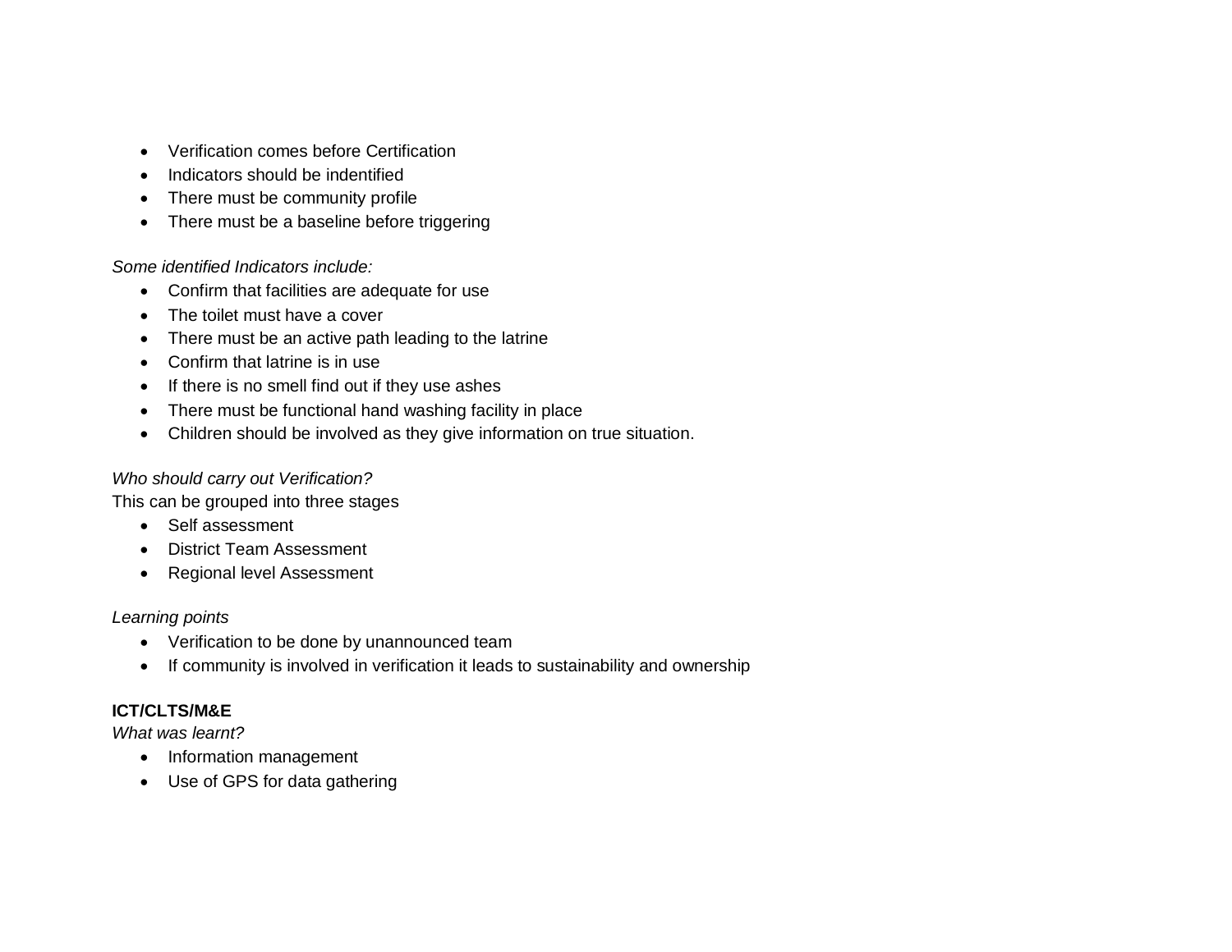- Verification comes before Certification
- Indicators should be indentified
- There must be community profile
- There must be a baseline before triggering

*Some identified Indicators include:*

- Confirm that facilities are adequate for use
- The toilet must have a cover
- There must be an active path leading to the latrine
- Confirm that latrine is in use
- If there is no smell find out if they use ashes
- There must be functional hand washing facility in place
- Children should be involved as they give information on true situation.

*Who should carry out Verification?*

This can be grouped into three stages

- Self assessment
- District Team Assessment
- Regional level Assessment

*Learning points*

- Verification to be done by unannounced team
- If community is involved in verification it leads to sustainability and ownership

**ICT/CLTS/M&E**

*What was learnt?*

- Information management
- Use of GPS for data gathering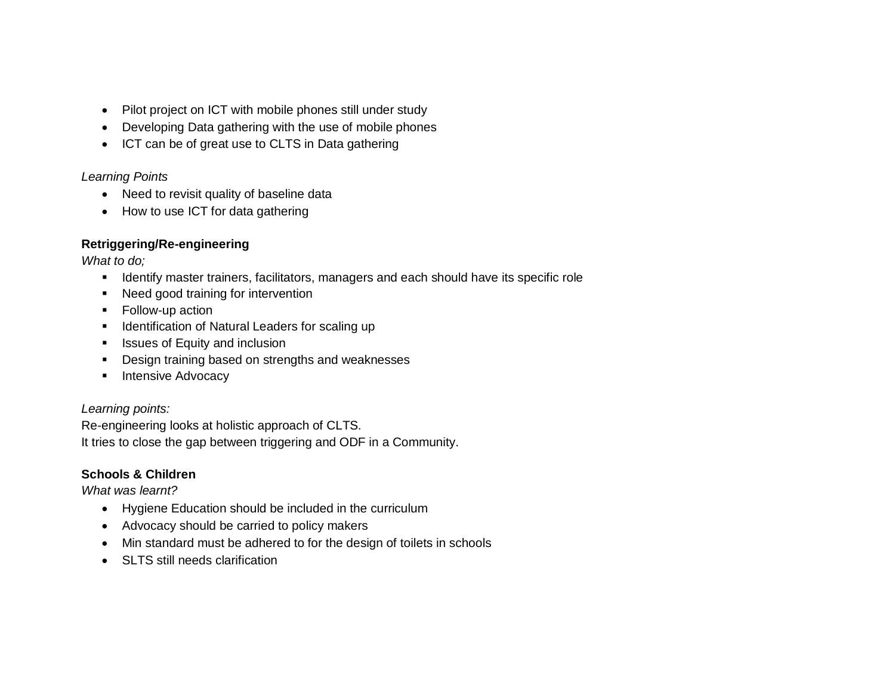- Pilot project on ICT with mobile phones still under study
- Developing Data gathering with the use of mobile phones
- ICT can be of great use to CLTS in Data gathering

*Learning Points*

- Need to revisit quality of baseline data
- How to use ICT for data gathering

**Retriggering/Re-engineering**

*What to do;*

- Identify master trainers, facilitators, managers and each should have its specific role
- Need good training for intervention
- Follow-up action
- Identification of Natural Leaders for scaling up
- Issues of Equity and inclusion
- Design training based on strengths and weaknesses
- Intensive Advocacy

*Learning points:*

Re-engineering looks at holistic approach of CLTS.
It tries to close the gap between triggering and ODF in a Community.

**Schools & Children**

*What was learnt?*

- Hygiene Education should be included in the curriculum
- Advocacy should be carried to policy makers
- Min standard must be adhered to for the design of toilets in schools
- SLTS still needs clarification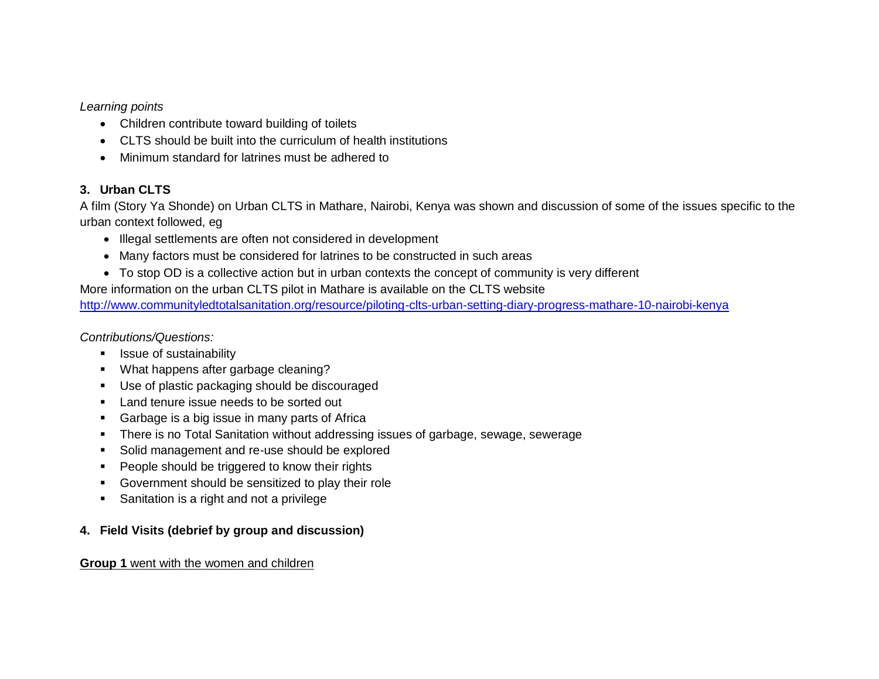*Learning points*

- Children contribute toward building of toilets
- CLTS should be built into the curriculum of health institutions
- Minimum standard for latrines must be adhered to

### 3. Urban CLTS

A film (Story Ya Shonde) on Urban CLTS in Mathare, Nairobi, Kenya was shown and discussion of some of the issues specific to the urban context followed, eg

- Illegal settlements are often not considered in development
- Many factors must be considered for latrines to be constructed in such areas
- To stop OD is a collective action but in urban contexts the concept of community is very different

More information on the urban CLTS pilot in Mathare is available on the CLTS website
http://www.communityledtotalsanitation.org/resource/piloting-clts-urban-setting-diary-progress-mathare-10-nairobi-kenya

*Contributions/Questions:*

- Issue of sustainability
- What happens after garbage cleaning?
- Use of plastic packaging should be discouraged
- Land tenure issue needs to be sorted out
- Garbage is a big issue in many parts of Africa
- There is no Total Sanitation without addressing issues of garbage, sewage, sewerage
- Solid management and re-use should be explored
- People should be triggered to know their rights
- Government should be sensitized to play their role
- Sanitation is a right and not a privilege

### 4. Field Visits (debrief by group and discussion)

**Group 1** went with the women and children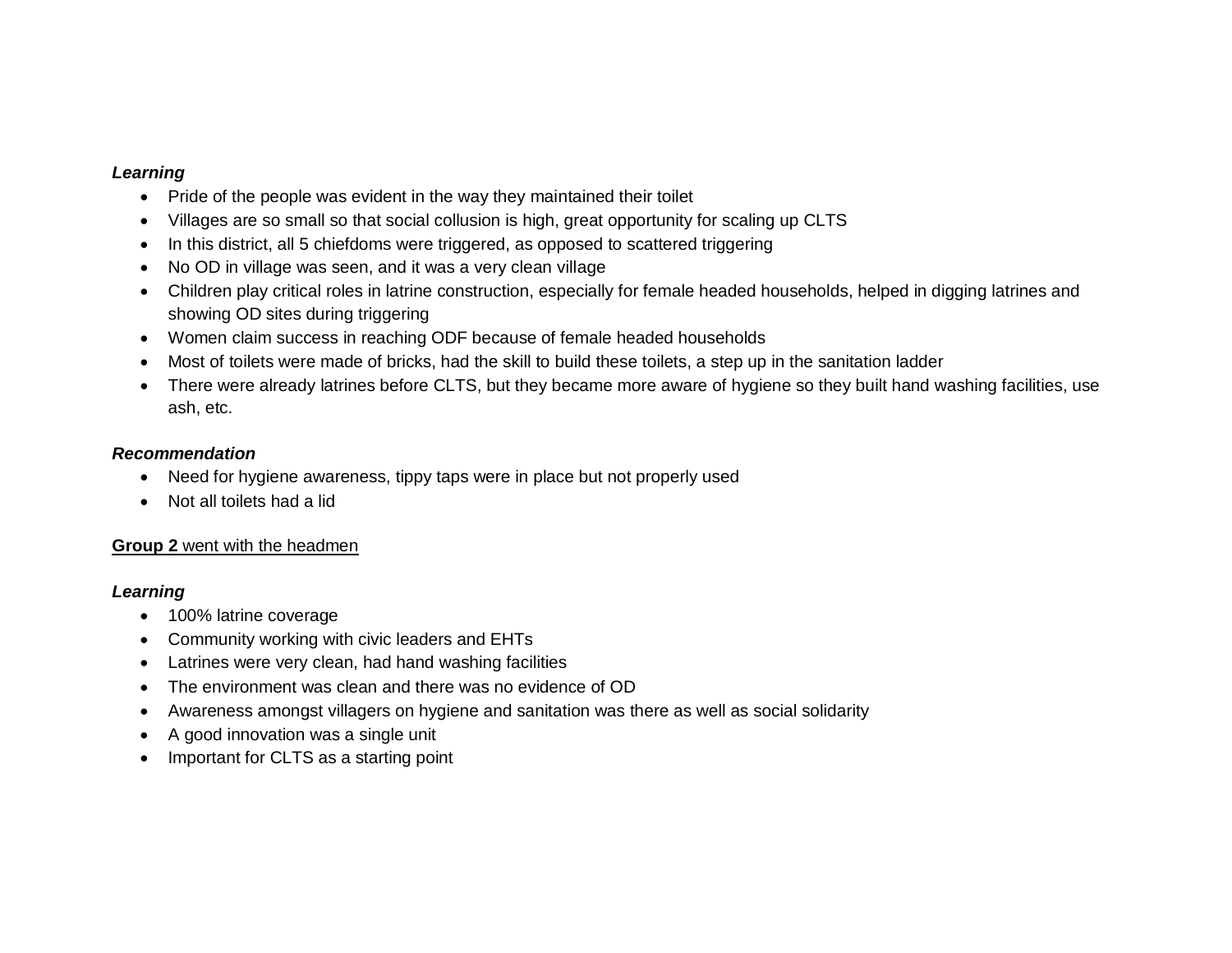***Learning***

- Pride of the people was evident in the way they maintained their toilet
- Villages are so small so that social collusion is high, great opportunity for scaling up CLTS
- In this district, all 5 chiefdoms were triggered, as opposed to scattered triggering
- No OD in village was seen, and it was a very clean village
- Children play critical roles in latrine construction, especially for female headed households, helped in digging latrines and showing OD sites during triggering
- Women claim success in reaching ODF because of female headed households
- Most of toilets were made of bricks, had the skill to build these toilets, a step up in the sanitation ladder
- There were already latrines before CLTS, but they became more aware of hygiene so they built hand washing facilities, use ash, etc.

***Recommendation***

- Need for hygiene awareness, tippy taps were in place but not properly used
- Not all toilets had a lid

<u>**Group 2** went with the headmen</u>

***Learning***

- 100% latrine coverage
- Community working with civic leaders and EHTs
- Latrines were very clean, had hand washing facilities
- The environment was clean and there was no evidence of OD
- Awareness amongst villagers on hygiene and sanitation was there as well as social solidarity
- A good innovation was a single unit
- Important for CLTS as a starting point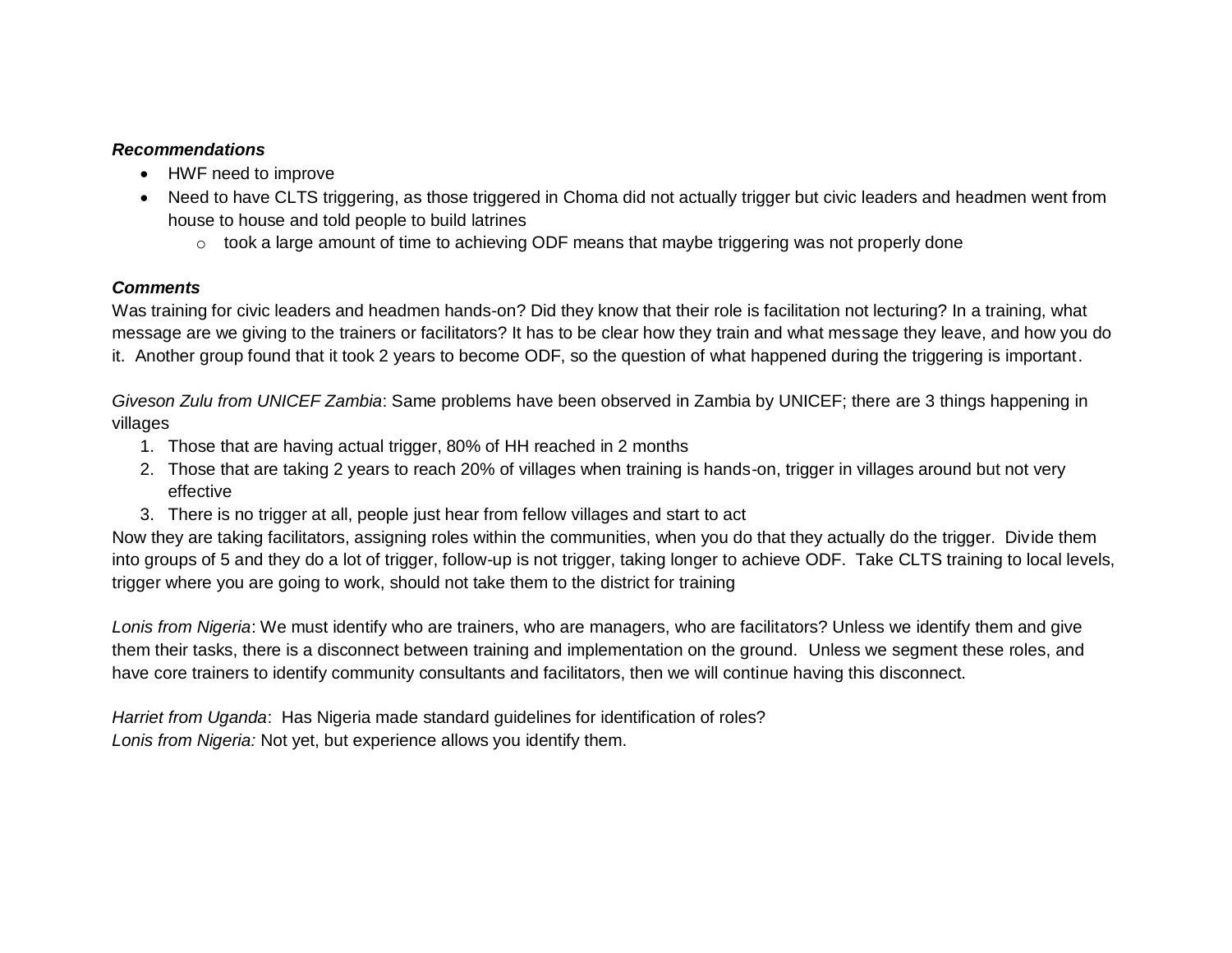***Recommendations***

- HWF need to improve
- Need to have CLTS triggering, as those triggered in Choma did not actually trigger but civic leaders and headmen went from house to house and told people to build latrines
  - took a large amount of time to achieving ODF means that maybe triggering was not properly done

***Comments***

Was training for civic leaders and headmen hands-on? Did they know that their role is facilitation not lecturing? In a training, what message are we giving to the trainers or facilitators? It has to be clear how they train and what message they leave, and how you do it. Another group found that it took 2 years to become ODF, so the question of what happened during the triggering is important.

*Giveson Zulu from UNICEF Zambia*: Same problems have been observed in Zambia by UNICEF; there are 3 things happening in villages

1. Those that are having actual trigger, 80% of HH reached in 2 months
2. Those that are taking 2 years to reach 20% of villages when training is hands-on, trigger in villages around but not very effective
3. There is no trigger at all, people just hear from fellow villages and start to act

Now they are taking facilitators, assigning roles within the communities, when you do that they actually do the trigger. Divide them into groups of 5 and they do a lot of trigger, follow-up is not trigger, taking longer to achieve ODF. Take CLTS training to local levels, trigger where you are going to work, should not take them to the district for training

*Lonis from Nigeria*: We must identify who are trainers, who are managers, who are facilitators? Unless we identify them and give them their tasks, there is a disconnect between training and implementation on the ground. Unless we segment these roles, and have core trainers to identify community consultants and facilitators, then we will continue having this disconnect.

*Harriet from Uganda*: Has Nigeria made standard guidelines for identification of roles?
*Lonis from Nigeria:* Not yet, but experience allows you identify them.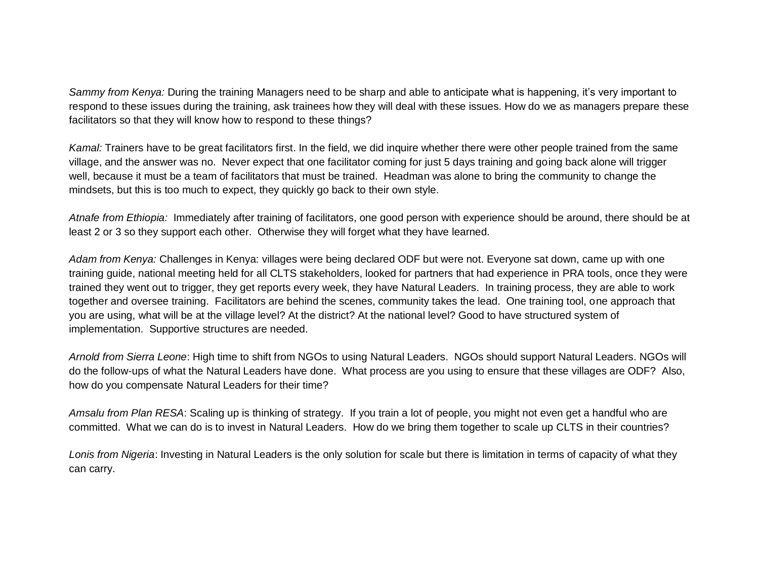*Sammy from Kenya:* During the training Managers need to be sharp and able to anticipate what is happening, it's very important to respond to these issues during the training, ask trainees how they will deal with these issues. How do we as managers prepare these facilitators so that they will know how to respond to these things?

*Kamal:* Trainers have to be great facilitators first. In the field, we did inquire whether there were other people trained from the same village, and the answer was no. Never expect that one facilitator coming for just 5 days training and going back alone will trigger well, because it must be a team of facilitators that must be trained. Headman was alone to bring the community to change the mindsets, but this is too much to expect, they quickly go back to their own style.

*Atnafe from Ethiopia:* Immediately after training of facilitators, one good person with experience should be around, there should be at least 2 or 3 so they support each other. Otherwise they will forget what they have learned.

*Adam from Kenya:* Challenges in Kenya: villages were being declared ODF but were not. Everyone sat down, came up with one training guide, national meeting held for all CLTS stakeholders, looked for partners that had experience in PRA tools, once they were trained they went out to trigger, they get reports every week, they have Natural Leaders. In training process, they are able to work together and oversee training. Facilitators are behind the scenes, community takes the lead. One training tool, one approach that you are using, what will be at the village level? At the district? At the national level? Good to have structured system of implementation. Supportive structures are needed.

*Arnold from Sierra Leone*: High time to shift from NGOs to using Natural Leaders. NGOs should support Natural Leaders. NGOs will do the follow-ups of what the Natural Leaders have done. What process are you using to ensure that these villages are ODF? Also, how do you compensate Natural Leaders for their time?

*Amsalu from Plan RESA*: Scaling up is thinking of strategy. If you train a lot of people, you might not even get a handful who are committed. What we can do is to invest in Natural Leaders. How do we bring them together to scale up CLTS in their countries?

*Lonis from Nigeria*: Investing in Natural Leaders is the only solution for scale but there is limitation in terms of capacity of what they can carry.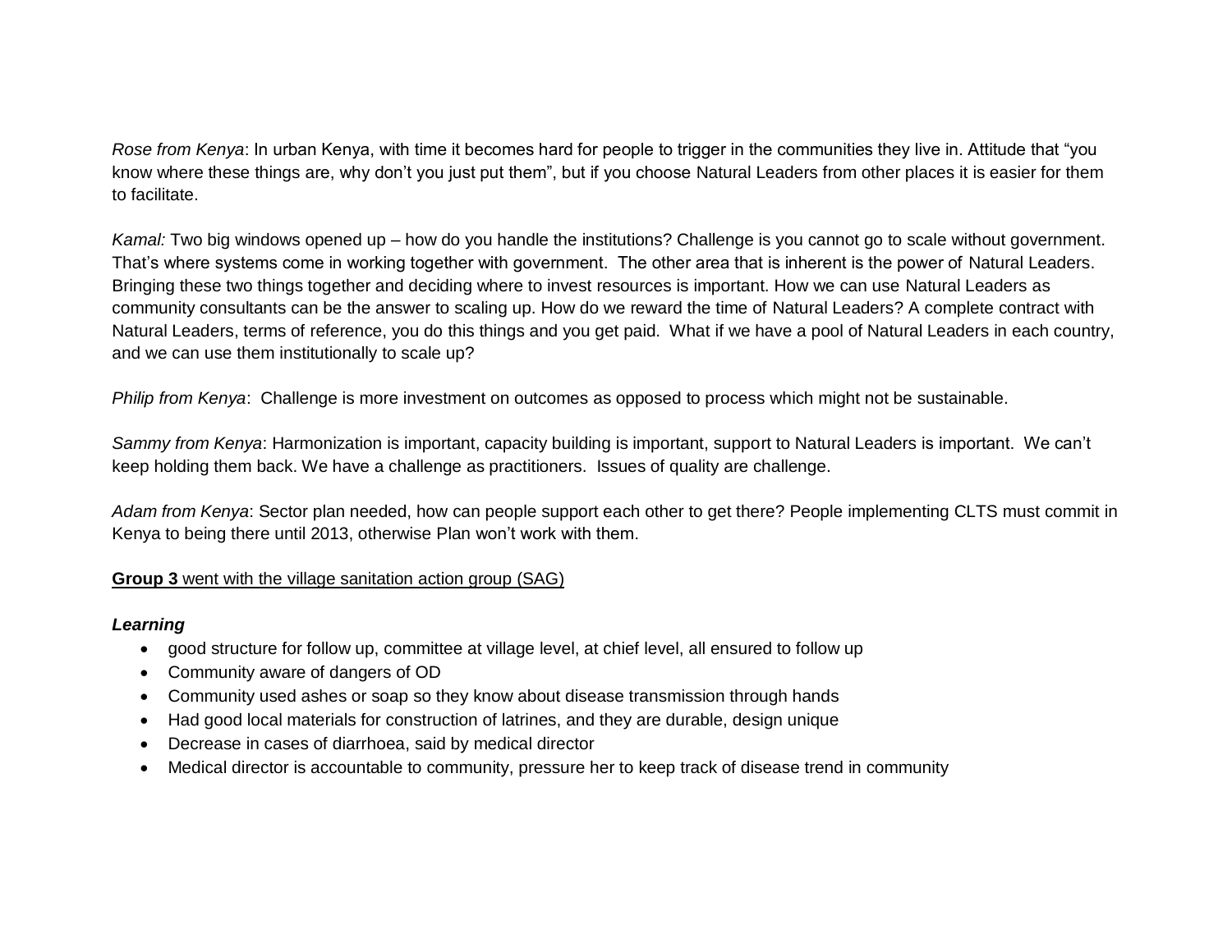*Rose from Kenya*: In urban Kenya, with time it becomes hard for people to trigger in the communities they live in. Attitude that “you know where these things are, why don’t you just put them”, but if you choose Natural Leaders from other places it is easier for them to facilitate.

*Kamal:* Two big windows opened up – how do you handle the institutions? Challenge is you cannot go to scale without government. That’s where systems come in working together with government. The other area that is inherent is the power of Natural Leaders. Bringing these two things together and deciding where to invest resources is important. How we can use Natural Leaders as community consultants can be the answer to scaling up. How do we reward the time of Natural Leaders? A complete contract with Natural Leaders, terms of reference, you do this things and you get paid. What if we have a pool of Natural Leaders in each country, and we can use them institutionally to scale up?

*Philip from Kenya*: Challenge is more investment on outcomes as opposed to process which might not be sustainable.

*Sammy from Kenya*: Harmonization is important, capacity building is important, support to Natural Leaders is important. We can’t keep holding them back. We have a challenge as practitioners. Issues of quality are challenge.

*Adam from Kenya*: Sector plan needed, how can people support each other to get there? People implementing CLTS must commit in Kenya to being there until 2013, otherwise Plan won’t work with them.

<u>**Group 3** went with the village sanitation action group (SAG)</u>

***Learning***

- good structure for follow up, committee at village level, at chief level, all ensured to follow up
- Community aware of dangers of OD
- Community used ashes or soap so they know about disease transmission through hands
- Had good local materials for construction of latrines, and they are durable, design unique
- Decrease in cases of diarrhoea, said by medical director
- Medical director is accountable to community, pressure her to keep track of disease trend in community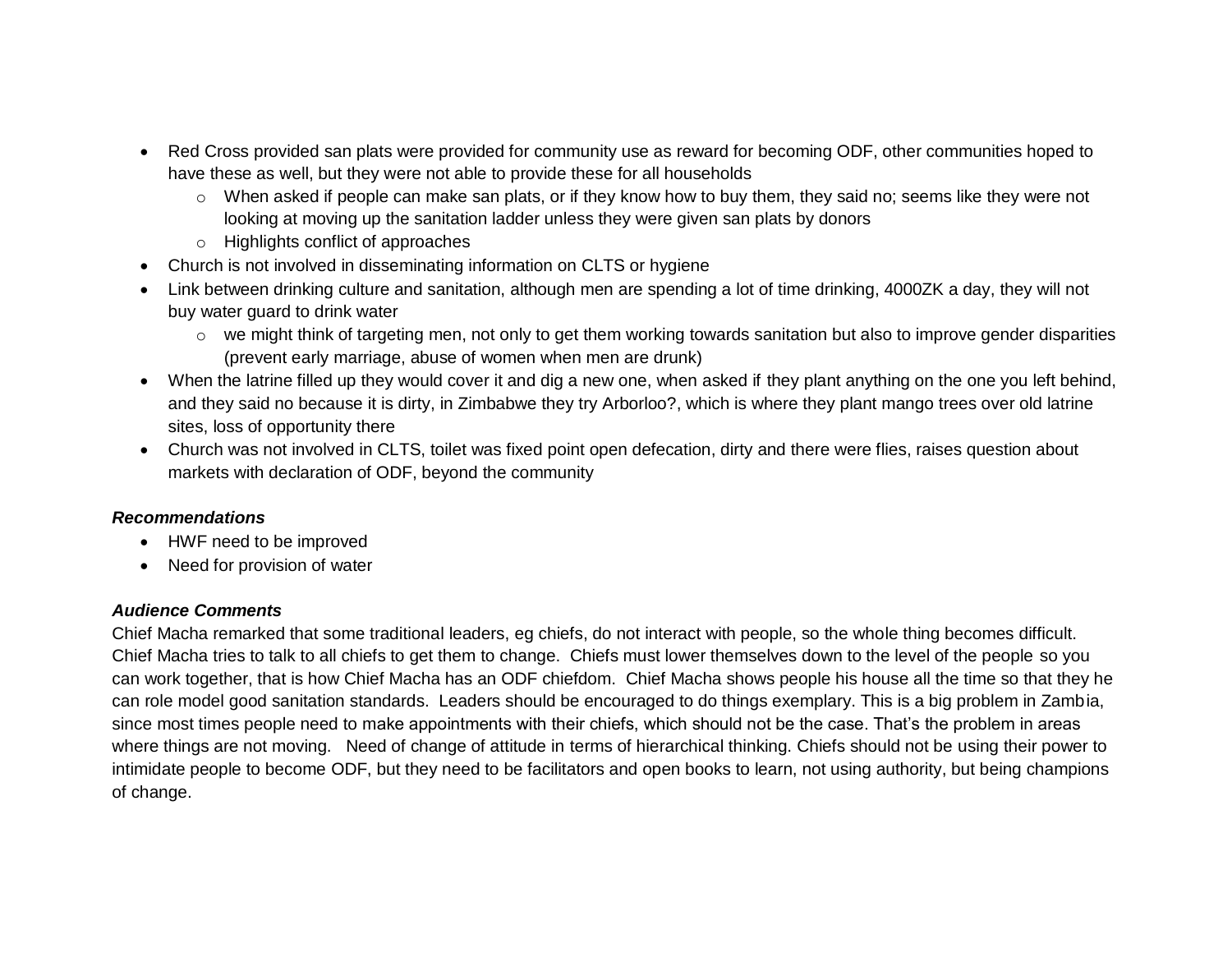- Red Cross provided san plats were provided for community use as reward for becoming ODF, other communities hoped to have these as well, but they were not able to provide these for all households
  - When asked if people can make san plats, or if they know how to buy them, they said no; seems like they were not looking at moving up the sanitation ladder unless they were given san plats by donors
  - Highlights conflict of approaches
- Church is not involved in disseminating information on CLTS or hygiene
- Link between drinking culture and sanitation, although men are spending a lot of time drinking, 4000ZK a day, they will not buy water guard to drink water
  - we might think of targeting men, not only to get them working towards sanitation but also to improve gender disparities (prevent early marriage, abuse of women when men are drunk)
- When the latrine filled up they would cover it and dig a new one, when asked if they plant anything on the one you left behind, and they said no because it is dirty, in Zimbabwe they try Arborloo?, which is where they plant mango trees over old latrine sites, loss of opportunity there
- Church was not involved in CLTS, toilet was fixed point open defecation, dirty and there were flies, raises question about markets with declaration of ODF, beyond the community

***Recommendations***

- HWF need to be improved
- Need for provision of water

***Audience Comments***

Chief Macha remarked that some traditional leaders, eg chiefs, do not interact with people, so the whole thing becomes difficult. Chief Macha tries to talk to all chiefs to get them to change. Chiefs must lower themselves down to the level of the people so you can work together, that is how Chief Macha has an ODF chiefdom. Chief Macha shows people his house all the time so that they he can role model good sanitation standards. Leaders should be encouraged to do things exemplary. This is a big problem in Zambia, since most times people need to make appointments with their chiefs, which should not be the case. That's the problem in areas where things are not moving. Need of change of attitude in terms of hierarchical thinking. Chiefs should not be using their power to intimidate people to become ODF, but they need to be facilitators and open books to learn, not using authority, but being champions of change.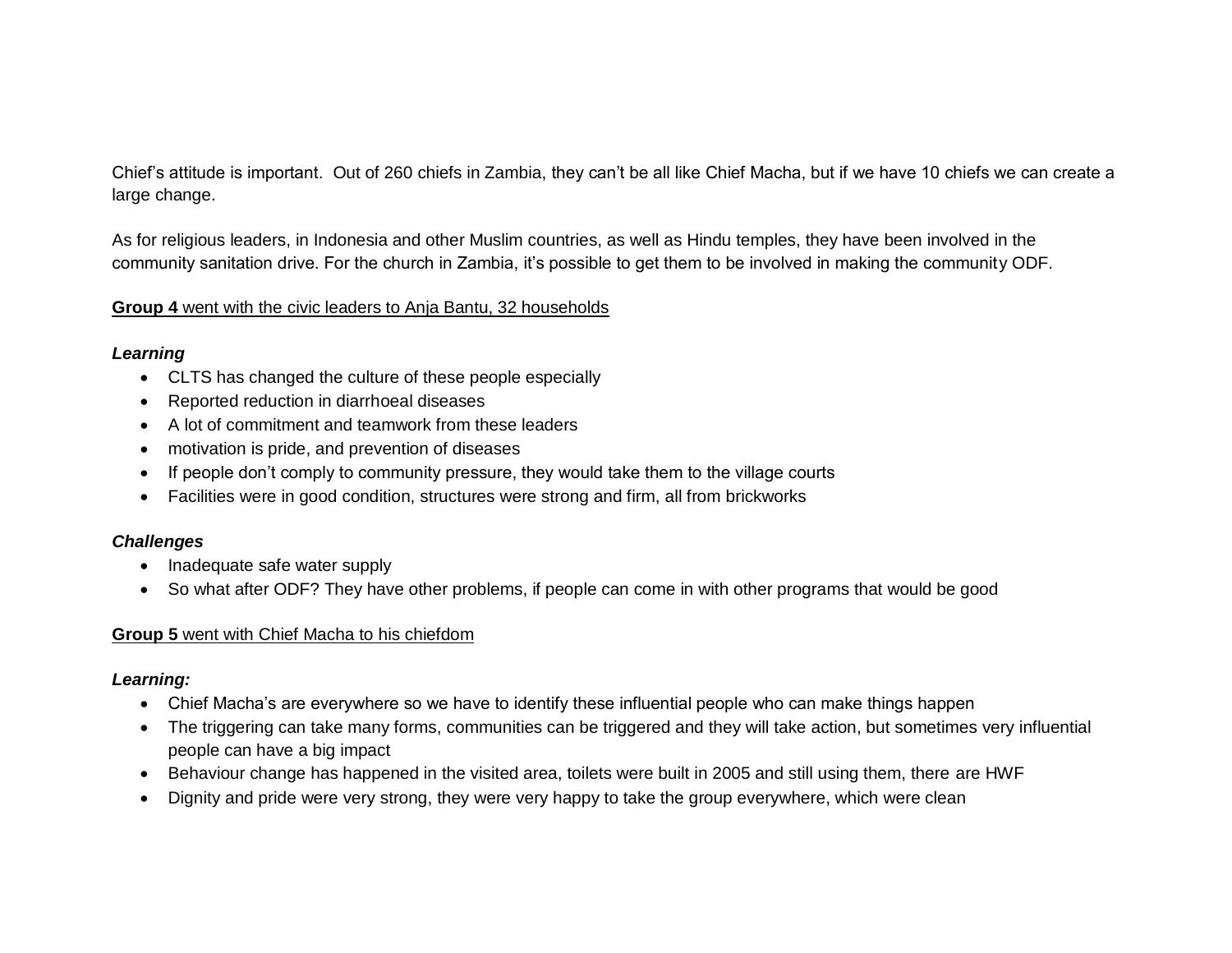Chief's attitude is important. Out of 260 chiefs in Zambia, they can't be all like Chief Macha, but if we have 10 chiefs we can create a large change.

As for religious leaders, in Indonesia and other Muslim countries, as well as Hindu temples, they have been involved in the community sanitation drive. For the church in Zambia, it's possible to get them to be involved in making the community ODF.

<u>**Group 4** went with the civic leaders to Anja Bantu, 32 households</u>

***Learning***

- CLTS has changed the culture of these people especially
- Reported reduction in diarrhoeal diseases
- A lot of commitment and teamwork from these leaders
- motivation is pride, and prevention of diseases
- If people don't comply to community pressure, they would take them to the village courts
- Facilities were in good condition, structures were strong and firm, all from brickworks

***Challenges***

- Inadequate safe water supply
- So what after ODF? They have other problems, if people can come in with other programs that would be good

<u>**Group 5** went with Chief Macha to his chiefdom</u>

***Learning:***

- Chief Macha's are everywhere so we have to identify these influential people who can make things happen
- The triggering can take many forms, communities can be triggered and they will take action, but sometimes very influential people can have a big impact
- Behaviour change has happened in the visited area, toilets were built in 2005 and still using them, there are HWF
- Dignity and pride were very strong, they were very happy to take the group everywhere, which were clean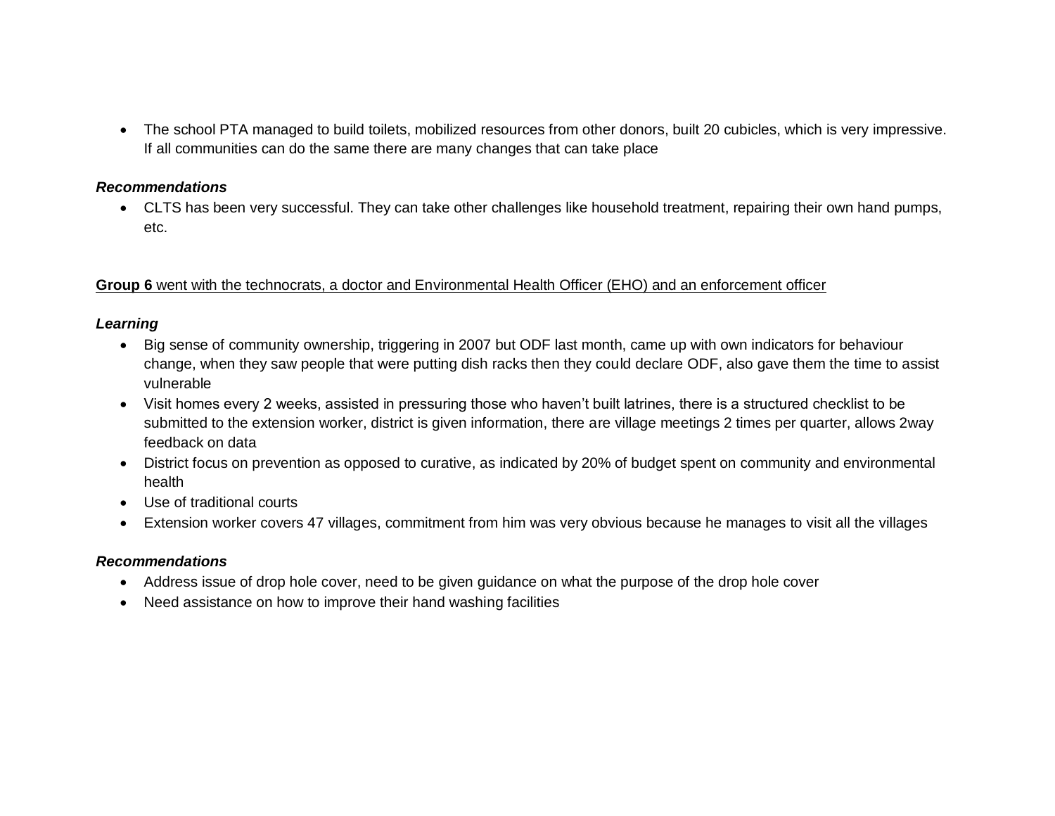- The school PTA managed to build toilets, mobilized resources from other donors, built 20 cubicles, which is very impressive. If all communities can do the same there are many changes that can take place

***Recommendations***

- CLTS has been very successful. They can take other challenges like household treatment, repairing their own hand pumps, etc.

<u>**Group 6** went with the technocrats, a doctor and Environmental Health Officer (EHO) and an enforcement officer</u>

***Learning***

- Big sense of community ownership, triggering in 2007 but ODF last month, came up with own indicators for behaviour change, when they saw people that were putting dish racks then they could declare ODF, also gave them the time to assist vulnerable
- Visit homes every 2 weeks, assisted in pressuring those who haven't built latrines, there is a structured checklist to be submitted to the extension worker, district is given information, there are village meetings 2 times per quarter, allows 2way feedback on data
- District focus on prevention as opposed to curative, as indicated by 20% of budget spent on community and environmental health
- Use of traditional courts
- Extension worker covers 47 villages, commitment from him was very obvious because he manages to visit all the villages

***Recommendations***

- Address issue of drop hole cover, need to be given guidance on what the purpose of the drop hole cover
- Need assistance on how to improve their hand washing facilities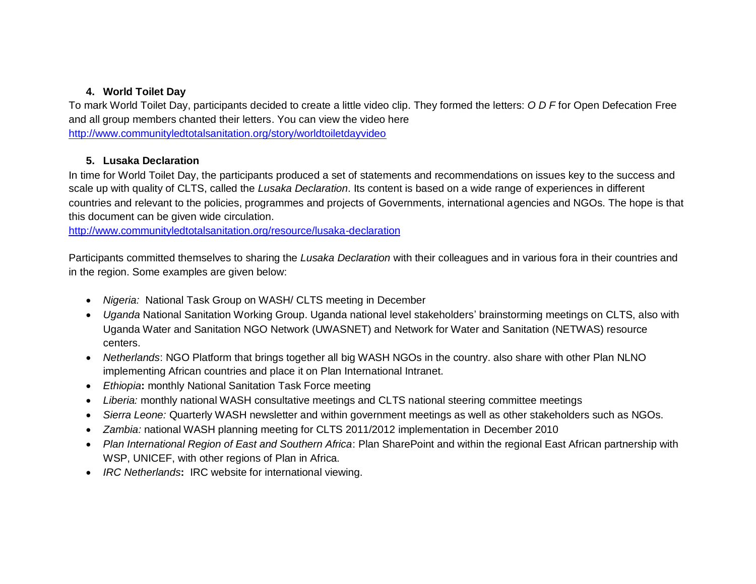### 4. World Toilet Day

To mark World Toilet Day, participants decided to create a little video clip. They formed the letters: *O D F* for Open Defecation Free and all group members chanted their letters. You can view the video here
http://www.communityledtotalsanitation.org/story/worldtoiletdayvideo

### 5. Lusaka Declaration

In time for World Toilet Day, the participants produced a set of statements and recommendations on issues key to the success and scale up with quality of CLTS, called the *Lusaka Declaration*. Its content is based on a wide range of experiences in different countries and relevant to the policies, programmes and projects of Governments, international agencies and NGOs. The hope is that this document can be given wide circulation.
http://www.communityledtotalsanitation.org/resource/lusaka-declaration

Participants committed themselves to sharing the *Lusaka Declaration* with their colleagues and in various fora in their countries and in the region. Some examples are given below:

- *Nigeria:* National Task Group on WASH/ CLTS meeting in December
- *Uganda* National Sanitation Working Group. Uganda national level stakeholders' brainstorming meetings on CLTS, also with Uganda Water and Sanitation NGO Network (UWASNET) and Network for Water and Sanitation (NETWAS) resource centers.
- *Netherlands*: NGO Platform that brings together all big WASH NGOs in the country. also share with other Plan NLNO implementing African countries and place it on Plan International Intranet.
- *Ethiopia*: monthly National Sanitation Task Force meeting
- *Liberia:* monthly national WASH consultative meetings and CLTS national steering committee meetings
- *Sierra Leone:* Quarterly WASH newsletter and within government meetings as well as other stakeholders such as NGOs.
- *Zambia:* national WASH planning meeting for CLTS 2011/2012 implementation in December 2010
- *Plan International Region of East and Southern Africa*: Plan SharePoint and within the regional East African partnership with WSP, UNICEF, with other regions of Plan in Africa.
- *IRC Netherlands*: IRC website for international viewing.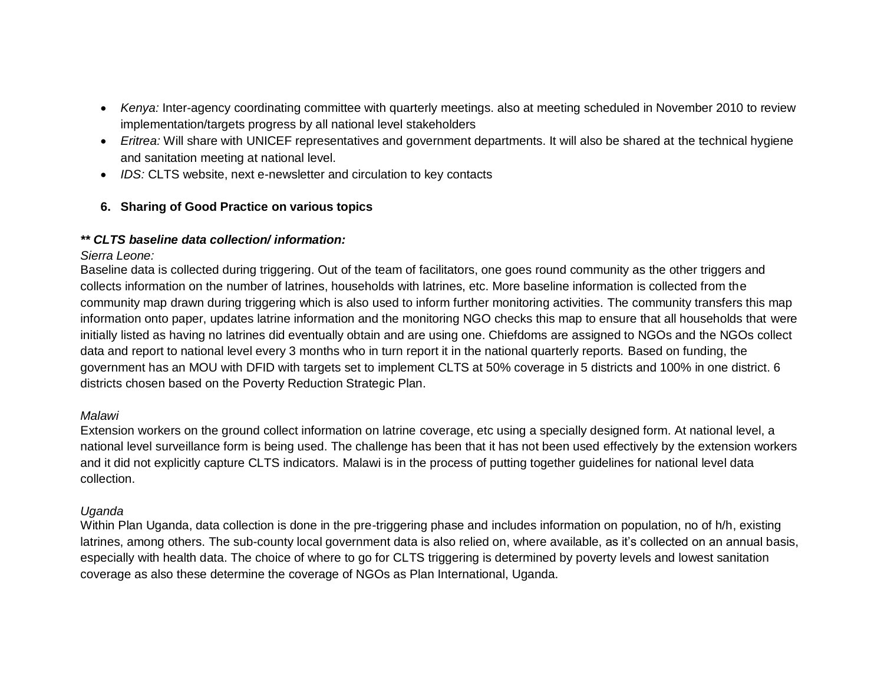- *Kenya:* Inter-agency coordinating committee with quarterly meetings. also at meeting scheduled in November 2010 to review implementation/targets progress by all national level stakeholders
- *Eritrea:* Will share with UNICEF representatives and government departments. It will also be shared at the technical hygiene and sanitation meeting at national level.
- *IDS:* CLTS website, next e-newsletter and circulation to key contacts

## 6. Sharing of Good Practice on various topics

***\*\* CLTS baseline data collection/ information:***

*Sierra Leone:*

Baseline data is collected during triggering. Out of the team of facilitators, one goes round community as the other triggers and collects information on the number of latrines, households with latrines, etc. More baseline information is collected from the community map drawn during triggering which is also used to inform further monitoring activities. The community transfers this map information onto paper, updates latrine information and the monitoring NGO checks this map to ensure that all households that were initially listed as having no latrines did eventually obtain and are using one. Chiefdoms are assigned to NGOs and the NGOs collect data and report to national level every 3 months who in turn report it in the national quarterly reports. Based on funding, the government has an MOU with DFID with targets set to implement CLTS at 50% coverage in 5 districts and 100% in one district. 6 districts chosen based on the Poverty Reduction Strategic Plan.

*Malawi*

Extension workers on the ground collect information on latrine coverage, etc using a specially designed form. At national level, a national level surveillance form is being used. The challenge has been that it has not been used effectively by the extension workers and it did not explicitly capture CLTS indicators. Malawi is in the process of putting together guidelines for national level data collection.

*Uganda*

Within Plan Uganda, data collection is done in the pre-triggering phase and includes information on population, no of h/h, existing latrines, among others. The sub-county local government data is also relied on, where available, as it's collected on an annual basis, especially with health data. The choice of where to go for CLTS triggering is determined by poverty levels and lowest sanitation coverage as also these determine the coverage of NGOs as Plan International, Uganda.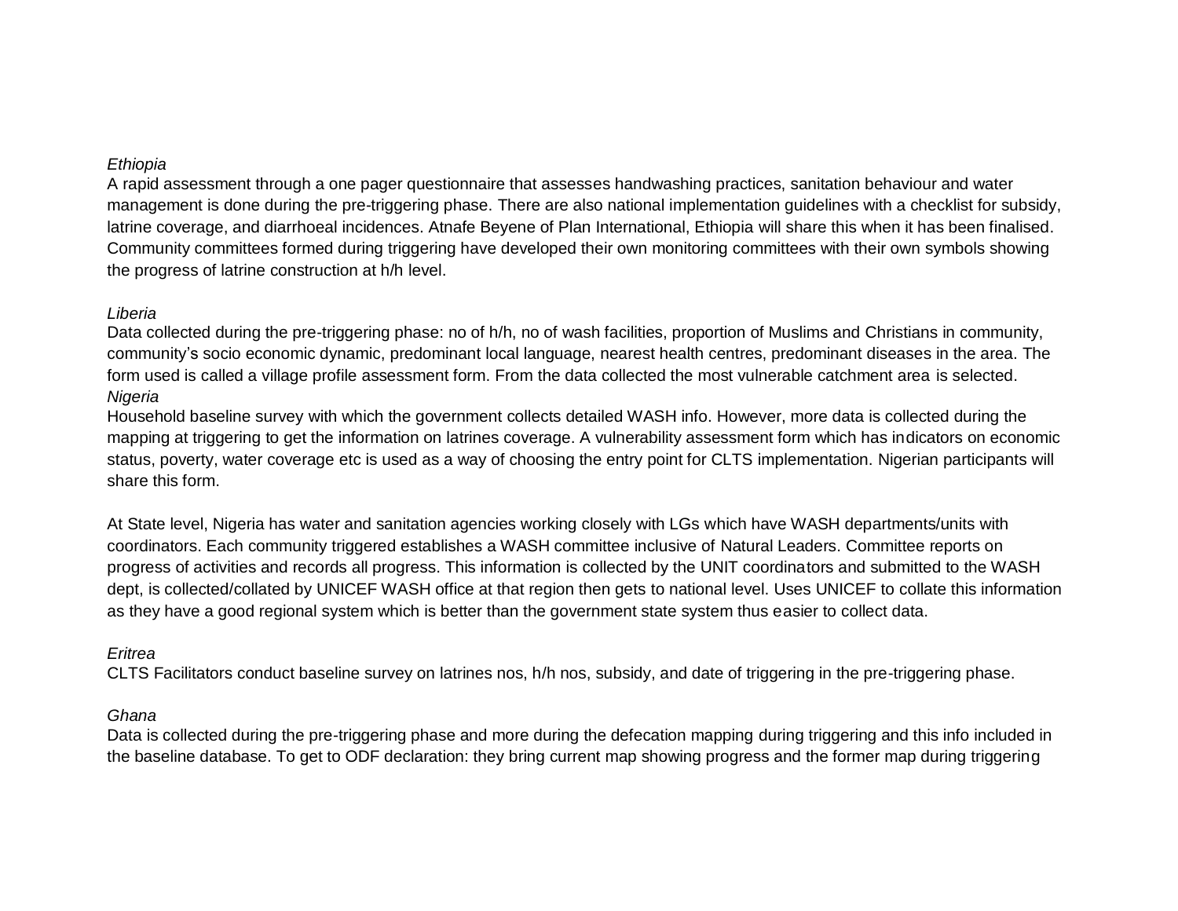*Ethiopia*

A rapid assessment through a one pager questionnaire that assesses handwashing practices, sanitation behaviour and water management is done during the pre-triggering phase. There are also national implementation guidelines with a checklist for subsidy, latrine coverage, and diarrhoeal incidences. Atnafe Beyene of Plan International, Ethiopia will share this when it has been finalised. Community committees formed during triggering have developed their own monitoring committees with their own symbols showing the progress of latrine construction at h/h level.

*Liberia*

Data collected during the pre-triggering phase: no of h/h, no of wash facilities, proportion of Muslims and Christians in community, community's socio economic dynamic, predominant local language, nearest health centres, predominant diseases in the area. The form used is called a village profile assessment form. From the data collected the most vulnerable catchment area is selected.

*Nigeria*

Household baseline survey with which the government collects detailed WASH info. However, more data is collected during the mapping at triggering to get the information on latrines coverage. A vulnerability assessment form which has indicators on economic status, poverty, water coverage etc is used as a way of choosing the entry point for CLTS implementation. Nigerian participants will share this form.

At State level, Nigeria has water and sanitation agencies working closely with LGs which have WASH departments/units with coordinators. Each community triggered establishes a WASH committee inclusive of Natural Leaders. Committee reports on progress of activities and records all progress. This information is collected by the UNIT coordinators and submitted to the WASH dept, is collected/collated by UNICEF WASH office at that region then gets to national level. Uses UNICEF to collate this information as they have a good regional system which is better than the government state system thus easier to collect data.

*Eritrea*

CLTS Facilitators conduct baseline survey on latrines nos, h/h nos, subsidy, and date of triggering in the pre-triggering phase.

*Ghana*

Data is collected during the pre-triggering phase and more during the defecation mapping during triggering and this info included in the baseline database. To get to ODF declaration: they bring current map showing progress and the former map during triggering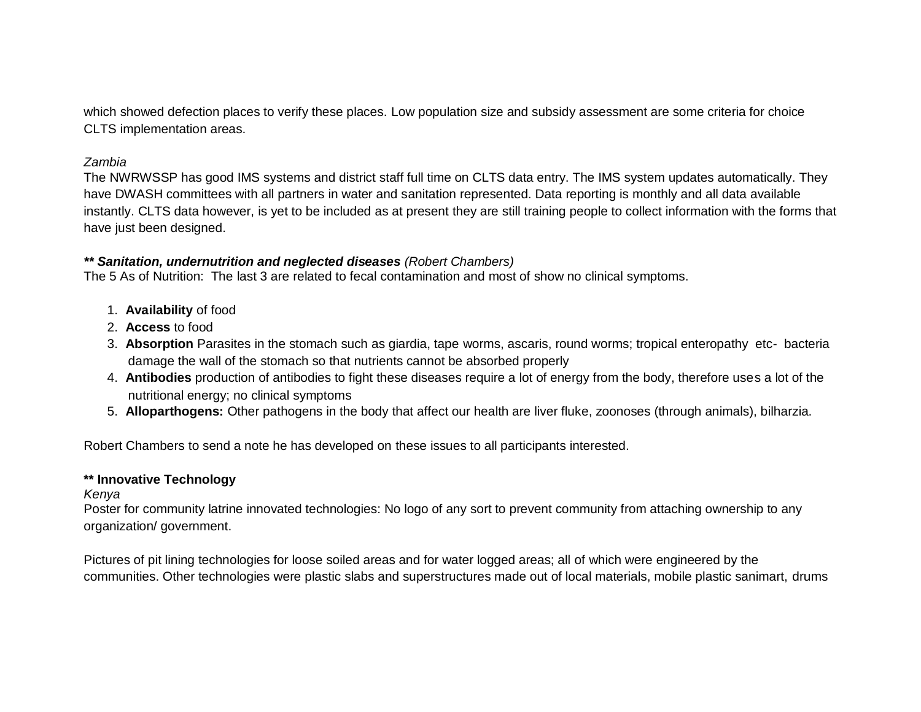which showed defection places to verify these places. Low population size and subsidy assessment are some criteria for choice CLTS implementation areas.

*Zambia*
The NWRWSSP has good IMS systems and district staff full time on CLTS data entry. The IMS system updates automatically. They have DWASH committees with all partners in water and sanitation represented. Data reporting is monthly and all data available instantly. CLTS data however, is yet to be included as at present they are still training people to collect information with the forms that have just been designed.

***\*\* Sanitation, undernutrition and neglected diseases** (Robert Chambers)*
The 5 As of Nutrition: The last 3 are related to fecal contamination and most of show no clinical symptoms.

1. **Availability** of food
2. **Access** to food
3. **Absorption** Parasites in the stomach such as giardia, tape worms, ascaris, round worms; tropical enteropathy etc- bacteria damage the wall of the stomach so that nutrients cannot be absorbed properly
4. **Antibodies** production of antibodies to fight these diseases require a lot of energy from the body, therefore uses a lot of the nutritional energy; no clinical symptoms
5. **Alloparthogens:** Other pathogens in the body that affect our health are liver fluke, zoonoses (through animals), bilharzia.

Robert Chambers to send a note he has developed on these issues to all participants interested.

**\*\* Innovative Technology**
*Kenya*
Poster for community latrine innovated technologies: No logo of any sort to prevent community from attaching ownership to any organization/ government.

Pictures of pit lining technologies for loose soiled areas and for water logged areas; all of which were engineered by the communities. Other technologies were plastic slabs and superstructures made out of local materials, mobile plastic sanimart, drums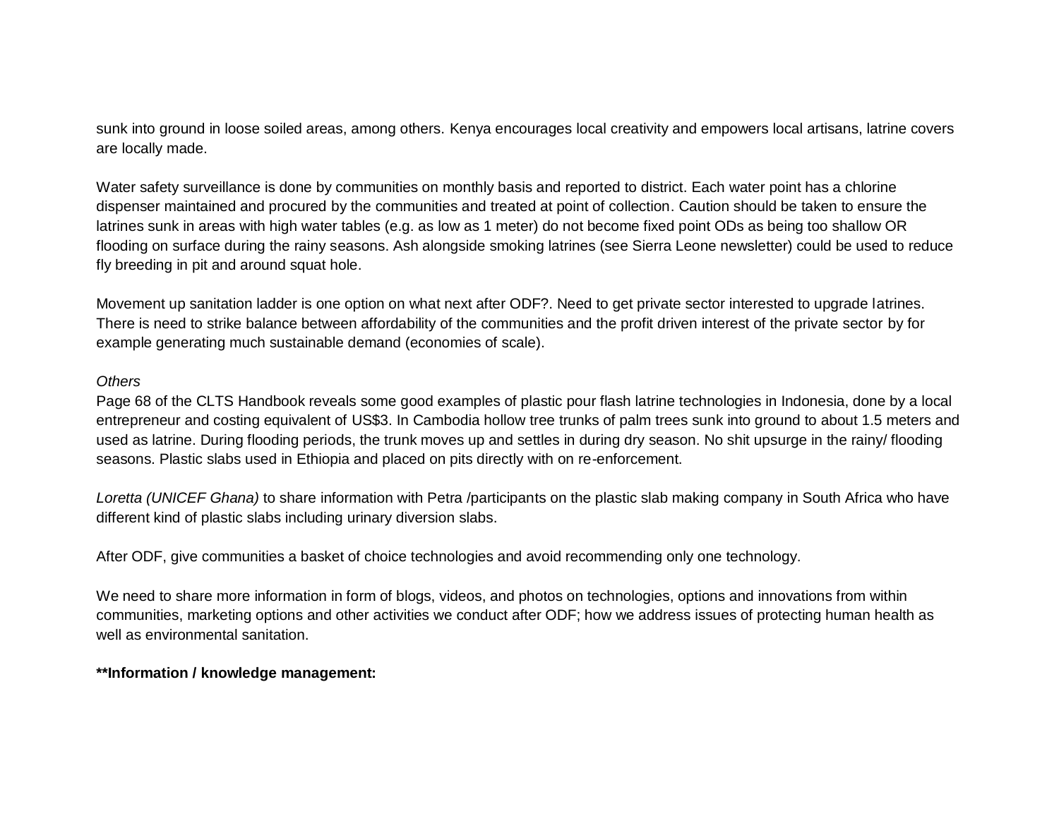sunk into ground in loose soiled areas, among others. Kenya encourages local creativity and empowers local artisans, latrine covers are locally made.

Water safety surveillance is done by communities on monthly basis and reported to district. Each water point has a chlorine dispenser maintained and procured by the communities and treated at point of collection. Caution should be taken to ensure the latrines sunk in areas with high water tables (e.g. as low as 1 meter) do not become fixed point ODs as being too shallow OR flooding on surface during the rainy seasons. Ash alongside smoking latrines (see Sierra Leone newsletter) could be used to reduce fly breeding in pit and around squat hole.

Movement up sanitation ladder is one option on what next after ODF?. Need to get private sector interested to upgrade latrines. There is need to strike balance between affordability of the communities and the profit driven interest of the private sector by for example generating much sustainable demand (economies of scale).

*Others*
Page 68 of the CLTS Handbook reveals some good examples of plastic pour flash latrine technologies in Indonesia, done by a local entrepreneur and costing equivalent of US$3. In Cambodia hollow tree trunks of palm trees sunk into ground to about 1.5 meters and used as latrine. During flooding periods, the trunk moves up and settles in during dry season. No shit upsurge in the rainy/ flooding seasons. Plastic slabs used in Ethiopia and placed on pits directly with on re-enforcement.

*Loretta (UNICEF Ghana)* to share information with Petra /participants on the plastic slab making company in South Africa who have different kind of plastic slabs including urinary diversion slabs.

After ODF, give communities a basket of choice technologies and avoid recommending only one technology.

We need to share more information in form of blogs, videos, and photos on technologies, options and innovations from within communities, marketing options and other activities we conduct after ODF; how we address issues of protecting human health as well as environmental sanitation.

**\*\*Information / knowledge management:**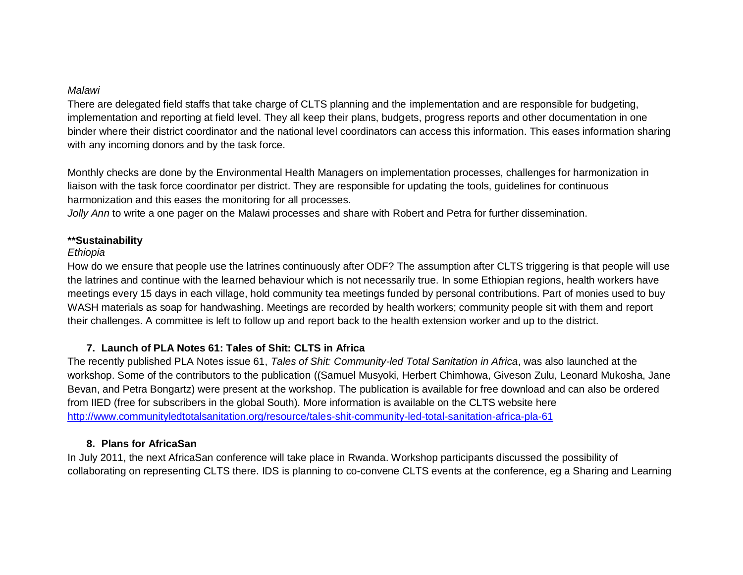*Malawi*

There are delegated field staffs that take charge of CLTS planning and the implementation and are responsible for budgeting, implementation and reporting at field level. They all keep their plans, budgets, progress reports and other documentation in one binder where their district coordinator and the national level coordinators can access this information. This eases information sharing with any incoming donors and by the task force.

Monthly checks are done by the Environmental Health Managers on implementation processes, challenges for harmonization in liaison with the task force coordinator per district. They are responsible for updating the tools, guidelines for continuous harmonization and this eases the monitoring for all processes.

*Jolly Ann* to write a one pager on the Malawi processes and share with Robert and Petra for further dissemination.

**\*\*Sustainability**

*Ethiopia*

How do we ensure that people use the latrines continuously after ODF? The assumption after CLTS triggering is that people will use the latrines and continue with the learned behaviour which is not necessarily true. In some Ethiopian regions, health workers have meetings every 15 days in each village, hold community tea meetings funded by personal contributions. Part of monies used to buy WASH materials as soap for handwashing. Meetings are recorded by health workers; community people sit with them and report their challenges. A committee is left to follow up and report back to the health extension worker and up to the district.

### 7. Launch of PLA Notes 61: Tales of Shit: CLTS in Africa

The recently published PLA Notes issue 61, *Tales of Shit: Community-led Total Sanitation in Africa*, was also launched at the workshop. Some of the contributors to the publication ((Samuel Musyoki, Herbert Chimhowa, Giveson Zulu, Leonard Mukosha, Jane Bevan, and Petra Bongartz) were present at the workshop. The publication is available for free download and can also be ordered from IIED (free for subscribers in the global South). More information is available on the CLTS website here http://www.communityledtotalsanitation.org/resource/tales-shit-community-led-total-sanitation-africa-pla-61

### 8. Plans for AfricaSan

In July 2011, the next AfricaSan conference will take place in Rwanda. Workshop participants discussed the possibility of collaborating on representing CLTS there. IDS is planning to co-convene CLTS events at the conference, eg a Sharing and Learning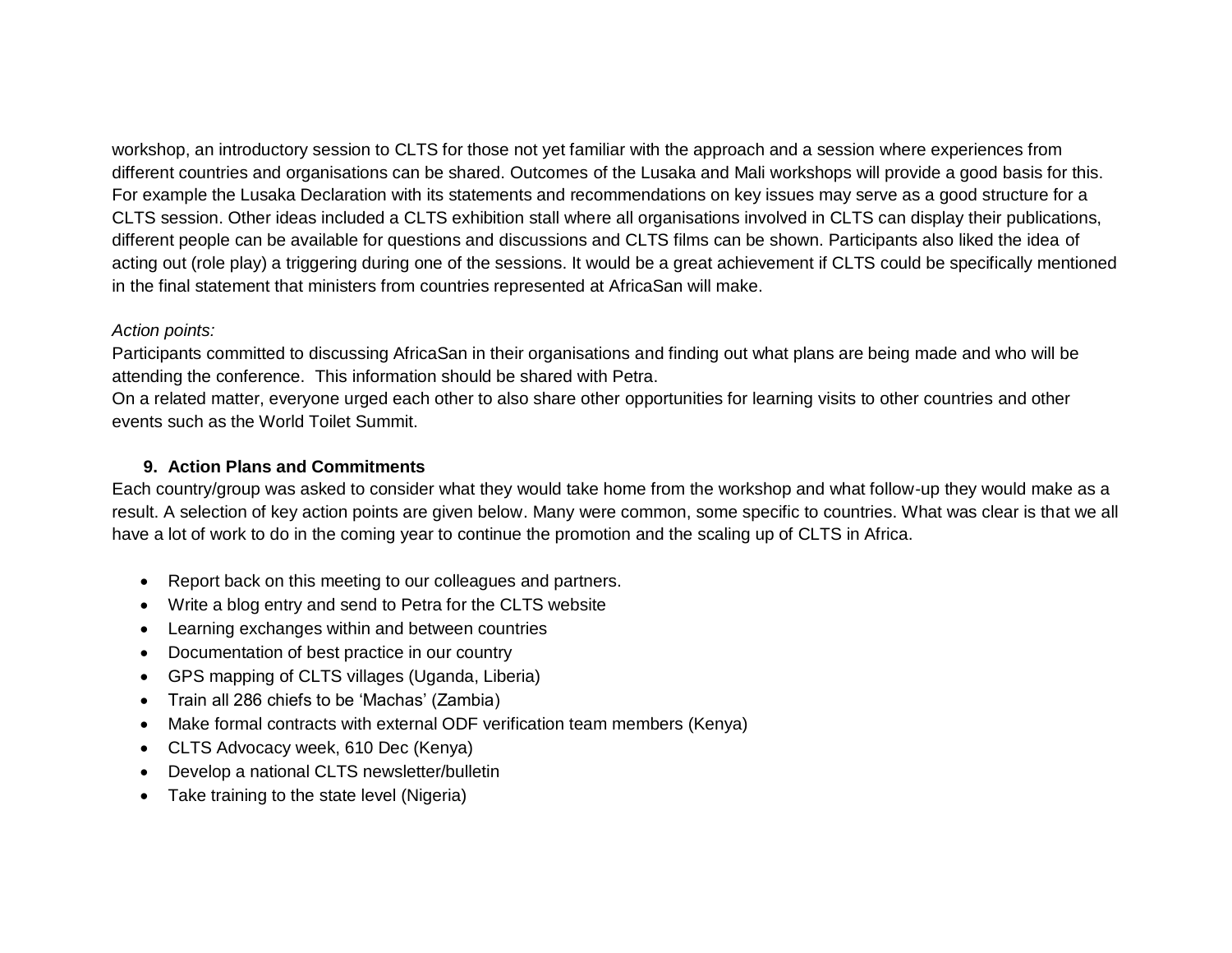workshop, an introductory session to CLTS for those not yet familiar with the approach and a session where experiences from different countries and organisations can be shared. Outcomes of the Lusaka and Mali workshops will provide a good basis for this. For example the Lusaka Declaration with its statements and recommendations on key issues may serve as a good structure for a CLTS session. Other ideas included a CLTS exhibition stall where all organisations involved in CLTS can display their publications, different people can be available for questions and discussions and CLTS films can be shown. Participants also liked the idea of acting out (role play) a triggering during one of the sessions. It would be a great achievement if CLTS could be specifically mentioned in the final statement that ministers from countries represented at AfricaSan will make.

*Action points:*

Participants committed to discussing AfricaSan in their organisations and finding out what plans are being made and who will be attending the conference. This information should be shared with Petra.

On a related matter, everyone urged each other to also share other opportunities for learning visits to other countries and other events such as the World Toilet Summit.

### 9. Action Plans and Commitments

Each country/group was asked to consider what they would take home from the workshop and what follow-up they would make as a result. A selection of key action points are given below. Many were common, some specific to countries. What was clear is that we all have a lot of work to do in the coming year to continue the promotion and the scaling up of CLTS in Africa.

- Report back on this meeting to our colleagues and partners.
- Write a blog entry and send to Petra for the CLTS website
- Learning exchanges within and between countries
- Documentation of best practice in our country
- GPS mapping of CLTS villages (Uganda, Liberia)
- Train all 286 chiefs to be 'Machas' (Zambia)
- Make formal contracts with external ODF verification team members (Kenya)
- CLTS Advocacy week, 610 Dec (Kenya)
- Develop a national CLTS newsletter/bulletin
- Take training to the state level (Nigeria)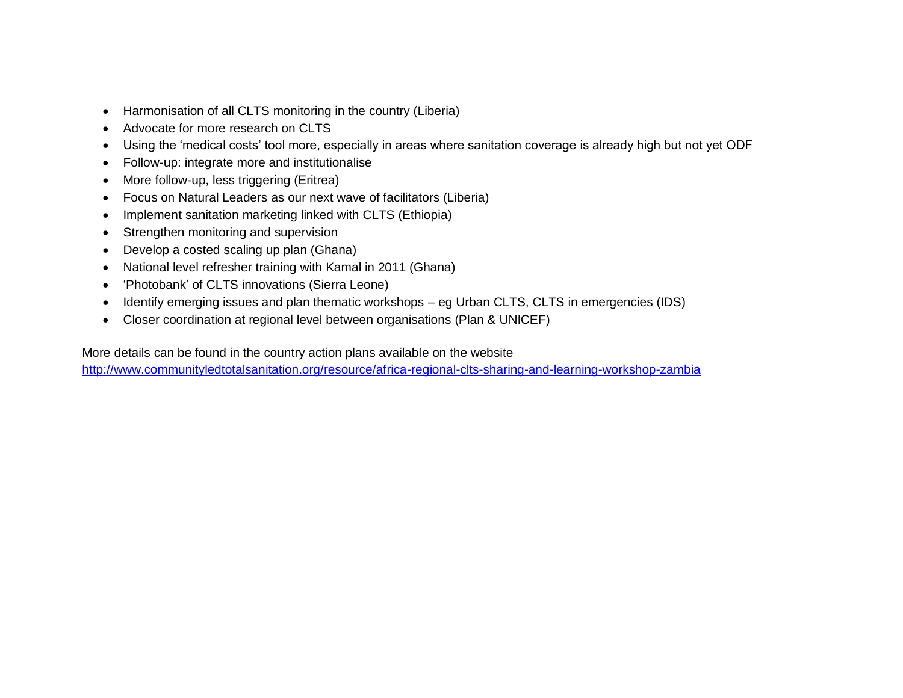- Harmonisation of all CLTS monitoring in the country (Liberia)
- Advocate for more research on CLTS
- Using the 'medical costs' tool more, especially in areas where sanitation coverage is already high but not yet ODF
- Follow-up: integrate more and institutionalise
- More follow-up, less triggering (Eritrea)
- Focus on Natural Leaders as our next wave of facilitators (Liberia)
- Implement sanitation marketing linked with CLTS (Ethiopia)
- Strengthen monitoring and supervision
- Develop a costed scaling up plan (Ghana)
- National level refresher training with Kamal in 2011 (Ghana)
- 'Photobank' of CLTS innovations (Sierra Leone)
- Identify emerging issues and plan thematic workshops – eg Urban CLTS, CLTS in emergencies (IDS)
- Closer coordination at regional level between organisations (Plan & UNICEF)

More details can be found in the country action plans available on the website
http://www.communityledtotalsanitation.org/resource/africa-regional-clts-sharing-and-learning-workshop-zambia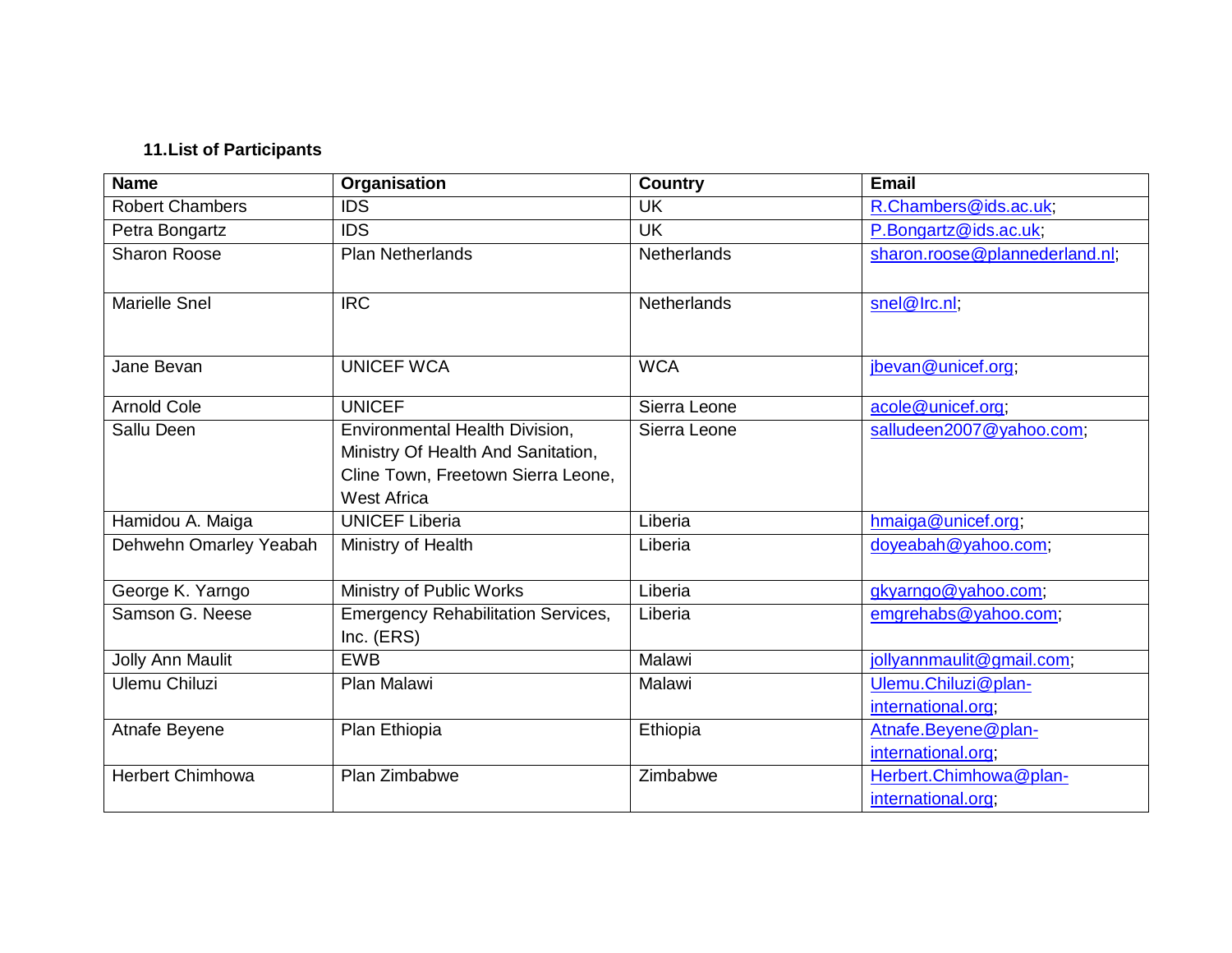### 11. List of Participants

| Name | Organisation | Country | Email |
|---|---|---|---|
| Robert Chambers | IDS | UK | R.Chambers@ids.ac.uk; |
| Petra Bongartz | IDS | UK | P.Bongartz@ids.ac.uk; |
| Sharon Roose | Plan Netherlands | Netherlands | sharon.roose@plannederland.nl; |
| Marielle Snel | IRC | Netherlands | snel@Irc.nl; |
| Jane Bevan | UNICEF WCA | WCA | jbevan@unicef.org; |
| Arnold Cole | UNICEF | Sierra Leone | acole@unicef.org; |
| Sallu Deen | Environmental Health Division, Ministry Of Health And Sanitation, Cline Town, Freetown Sierra Leone, West Africa | Sierra Leone | salludeen2007@yahoo.com; |
| Hamidou A. Maiga | UNICEF Liberia | Liberia | hmaiga@unicef.org; |
| Dehwehn Omarley Yeabah | Ministry of Health | Liberia | doyeabah@yahoo.com; |
| George K. Yarngo | Ministry of Public Works | Liberia | gkyarngo@yahoo.com; |
| Samson G. Neese | Emergency Rehabilitation Services, Inc. (ERS) | Liberia | emgrehabs@yahoo.com; |
| Jolly Ann Maulit | EWB | Malawi | jollyannmaulit@gmail.com; |
| Ulemu Chiluzi | Plan Malawi | Malawi | Ulemu.Chiluzi@plan-international.org; |
| Atnafe Beyene | Plan Ethiopia | Ethiopia | Atnafe.Beyene@plan-international.org; |
| Herbert Chimhowa | Plan Zimbabwe | Zimbabwe | Herbert.Chimhowa@plan-international.org; |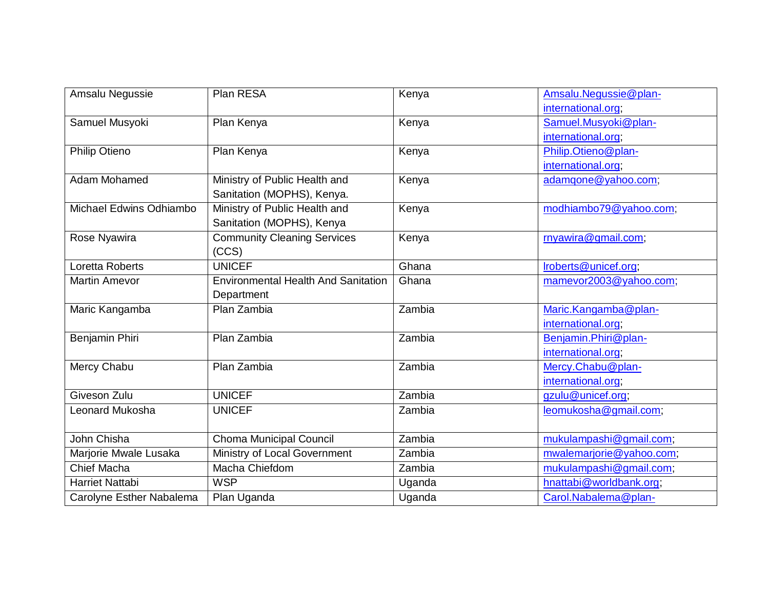| Amsalu Negussie | Plan RESA | Kenya | Amsalu.Negussie@plan-international.org; |
|---|---|---|---|
| Samuel Musyoki | Plan Kenya | Kenya | Samuel.Musyoki@plan-international.org; |
| Philip Otieno | Plan Kenya | Kenya | Philip.Otieno@plan-international.org; |
| Adam Mohamed | Ministry of Public Health and Sanitation (MOPHS), Kenya. | Kenya | adamqone@yahoo.com; |
| Michael Edwins Odhiambo | Ministry of Public Health and Sanitation (MOPHS), Kenya | Kenya | modhiambo79@yahoo.com; |
| Rose Nyawira | Community Cleaning Services (CCS) | Kenya | rnyawira@gmail.com; |
| Loretta Roberts | UNICEF | Ghana | lroberts@unicef.org; |
| Martin Amevor | Environmental Health And Sanitation Department | Ghana | mamevor2003@yahoo.com; |
| Maric Kangamba | Plan Zambia | Zambia | Maric.Kangamba@plan-international.org; |
| Benjamin Phiri | Plan Zambia | Zambia | Benjamin.Phiri@plan-international.org; |
| Mercy Chabu | Plan Zambia | Zambia | Mercy.Chabu@plan-international.org; |
| Giveson Zulu | UNICEF | Zambia | gzulu@unicef.org; |
| Leonard Mukosha | UNICEF | Zambia | leomukosha@gmail.com; |
| John Chisha | Choma Municipal Council | Zambia | mukulampashi@gmail.com; |
| Marjorie Mwale Lusaka | Ministry of Local Government | Zambia | mwalemarjorie@yahoo.com; |
| Chief Macha | Macha Chiefdom | Zambia | mukulampashi@gmail.com; |
| Harriet Nattabi | WSP | Uganda | hnattabi@worldbank.org; |
| Carolyne Esther Nabalema | Plan Uganda | Uganda | Carol.Nabalema@plan- |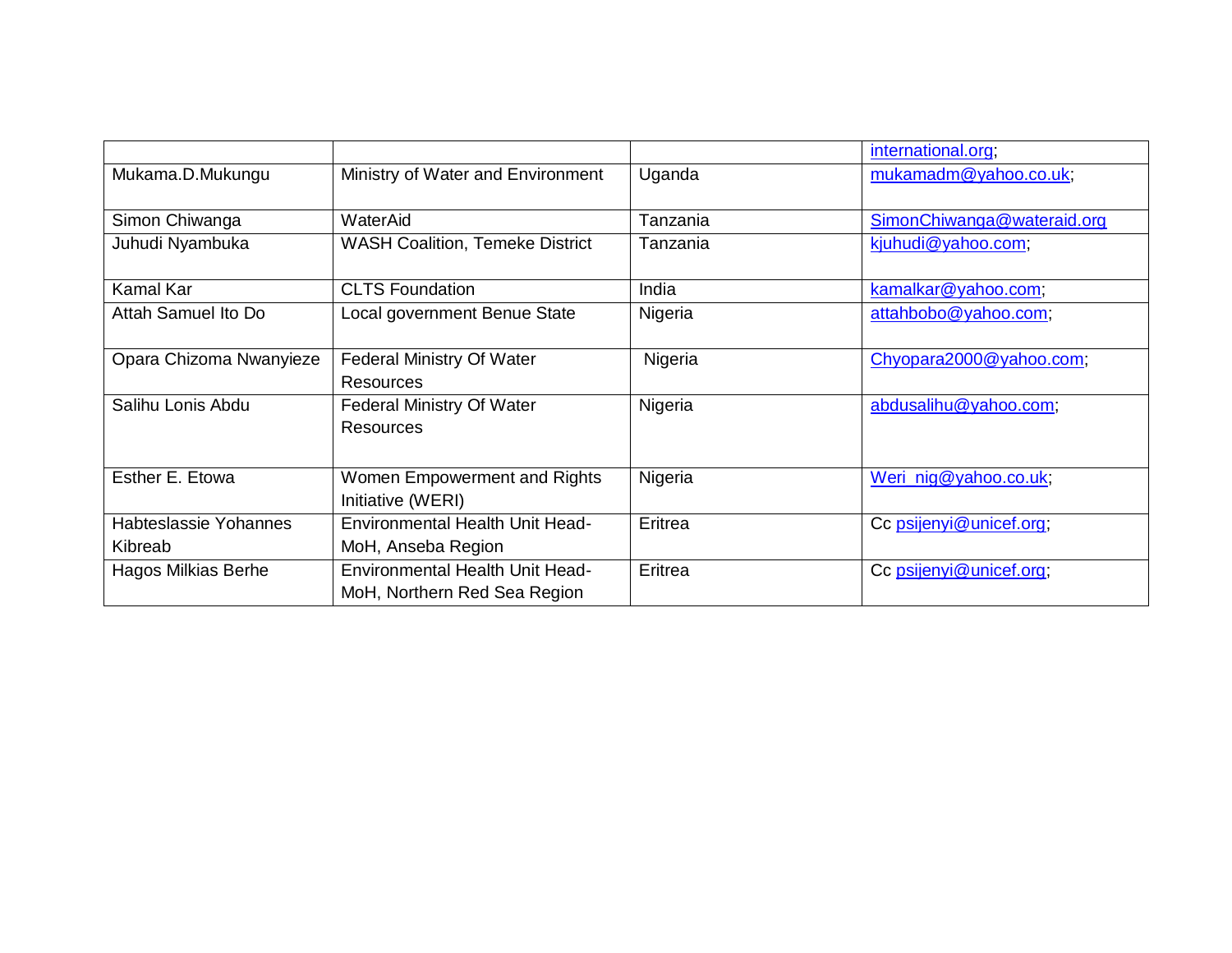| | | | |
|---|---|---|---|
| | | | international.org; |
| Mukama.D.Mukungu | Ministry of Water and Environment | Uganda | mukamadm@yahoo.co.uk; |
| Simon Chiwanga | WaterAid | Tanzania | SimonChiwanga@wateraid.org |
| Juhudi Nyambuka | WASH Coalition, Temeke District | Tanzania | kjuhudi@yahoo.com; |
| Kamal Kar | CLTS Foundation | India | kamalkar@yahoo.com; |
| Attah Samuel Ito Do | Local government Benue State | Nigeria | attahbobo@yahoo.com; |
| Opara Chizoma Nwanyieze | Federal Ministry Of Water Resources | Nigeria | Chyopara2000@yahoo.com; |
| Salihu Lonis Abdu | Federal Ministry Of Water Resources | Nigeria | abdusalihu@yahoo.com; |
| Esther E. Etowa | Women Empowerment and Rights Initiative (WERI) | Nigeria | Weri_nig@yahoo.co.uk; |
| Habteslassie Yohannes Kibreab | Environmental Health Unit Head-MoH, Anseba Region | Eritrea | Cc psijenyi@unicef.org; |
| Hagos Milkias Berhe | Environmental Health Unit Head-MoH, Northern Red Sea Region | Eritrea | Cc psijenyi@unicef.org; |